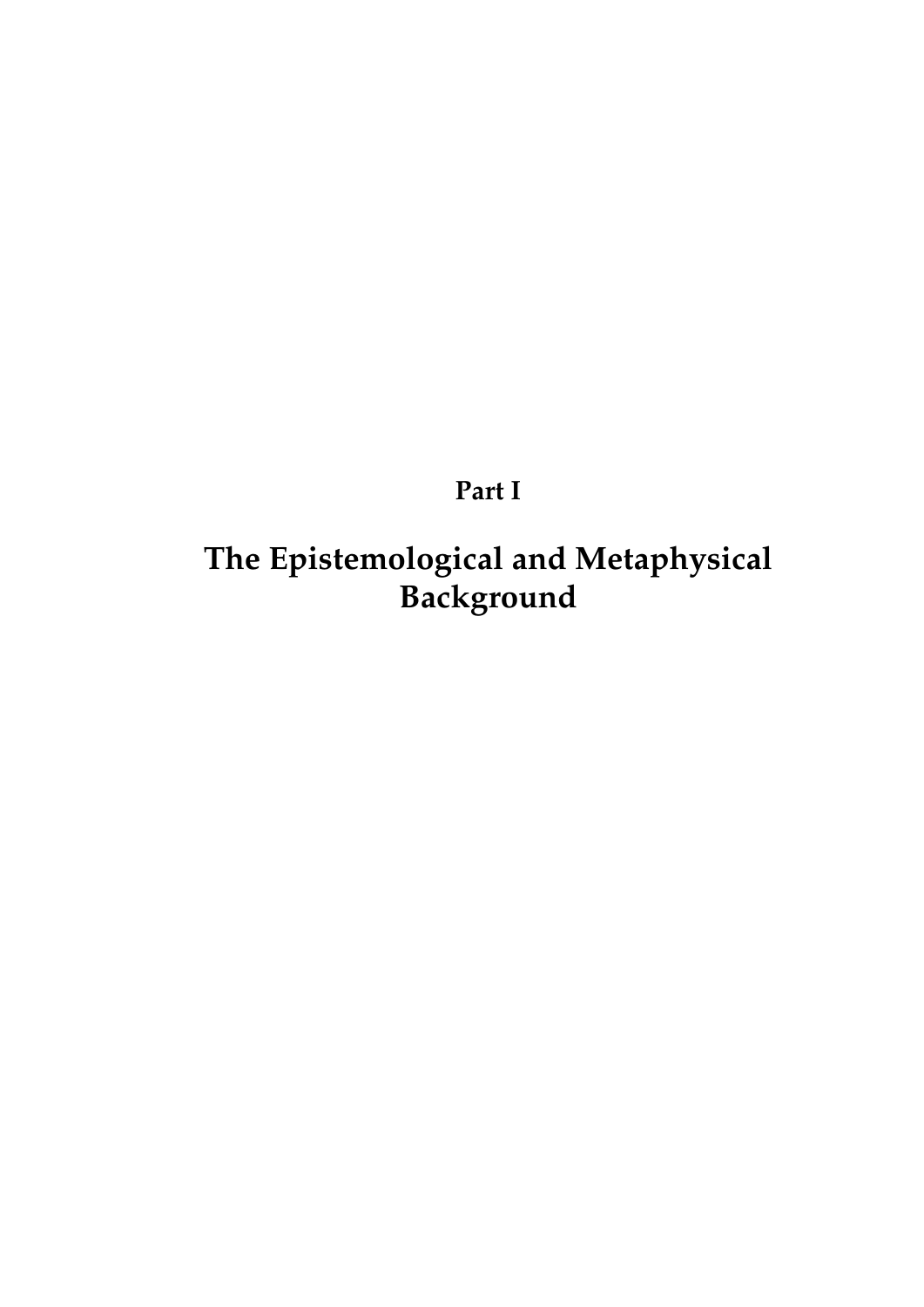# Part I

# The Epistemological and Metaphysical Background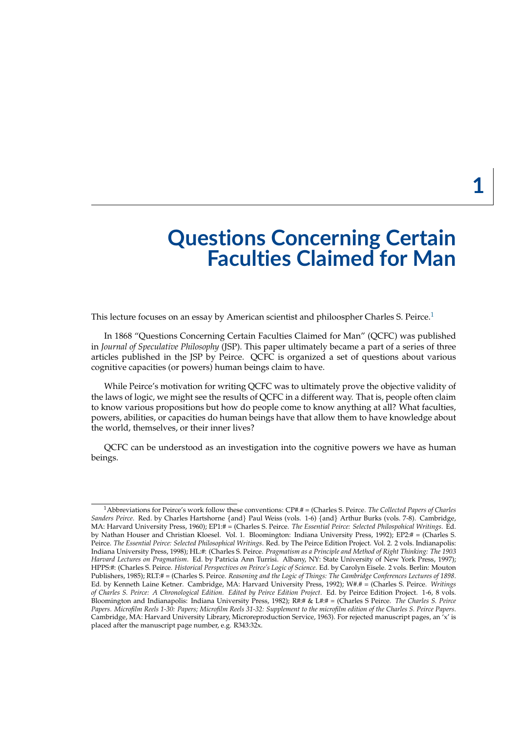# 1

# Questions Concerning Certain Faculties Claimed for Man

This lecture focuses on an essay by American scientist and philoospher Charles S. Peirce.[1]

In 1868 "Questions Concerning Certain Faculties Claimed for Man" (QCFC) was published in *Journal of Speculative Philosophy* (JSP). This paper ultimately became a part of a series of three articles published in the JSP by Peirce. QCFC is organized a set of questions about various cognitive capacities (or powers) human beings claim to have.

While Peirce's motivation for writing QCFC was to ultimately prove the objective validity of the laws of logic, we might see the results of QCFC in a different way. That is, people often claim to know various propositions but how do people come to know anything at all? What faculties, powers, abilities, or capacities do human beings have that allow them to have knowledge about the world, themselves, or their inner lives?

QCFC can be understood as an investigation into the cognitive powers we have as human beings.

---

[1] Abbreviations for Peirce's work follow these conventions: CP#.# = (Charles S. Peirce. *The Collected Papers of Charles Sanders Peirce*. Red. by Charles Hartshorne {and} Paul Weiss (vols. 1-6) {and} Arthur Burks (vols. 7-8). Cambridge, MA: Harvard University Press, 1960); EP1:# = (Charles S. Peirce. *The Essential Peirce: Selected Philospohical Writings*. Ed. by Nathan Houser and Christian Kloesel. Vol. 1. Bloomington: Indiana University Press, 1992); EP2:# = (Charles S. Peirce. *The Essential Peirce: Selected Philosophical Writings*. Red. by The Peirce Edition Project. Vol. 2. 2 vols. Indianapolis: Indiana University Press, 1998); HL:#: (Charles S. Peirce. *Pragmatism as a Principle and Method of Right Thinking: The 1903 Harvard Lectures on Pragmatism*. Ed. by Patricia Ann Turrisi. Albany, NY: State University of New York Press, 1997); HPPS:#: (Charles S. Peirce. *Historical Perspectives on Peirce's Logic of Science*. Ed. by Carolyn Eisele. 2 vols. Berlin: Mouton Publishers, 1985); RLT:# = (Charles S. Peirce. *Reasoning and the Logic of Things: The Cambridge Conferences Lectures of 1898*. Ed. by Kenneth Laine Ketner. Cambridge, MA: Harvard University Press, 1992); W#.# = (Charles S. Peirce. *Writings of Charles S. Peirce: A Chronological Edition. Edited by Peirce Edition Project*. Ed. by Peirce Edition Project. 1-6, 8 vols. Bloomington and Indianapolis: Indiana University Press, 1982); R#:# & L#:# = (Charles S Peirce. *The Charles S. Peirce Papers. Microfilm Reels 1-30: Papers; Microfilm Reels 31-32: Supplement to the microfilm edition of the Charles S. Peirce Papers*. Cambridge, MA: Harvard University Library, Microreproduction Service, 1963). For rejected manuscript pages, an 'x' is placed after the manuscript page number, e.g. R343:32x.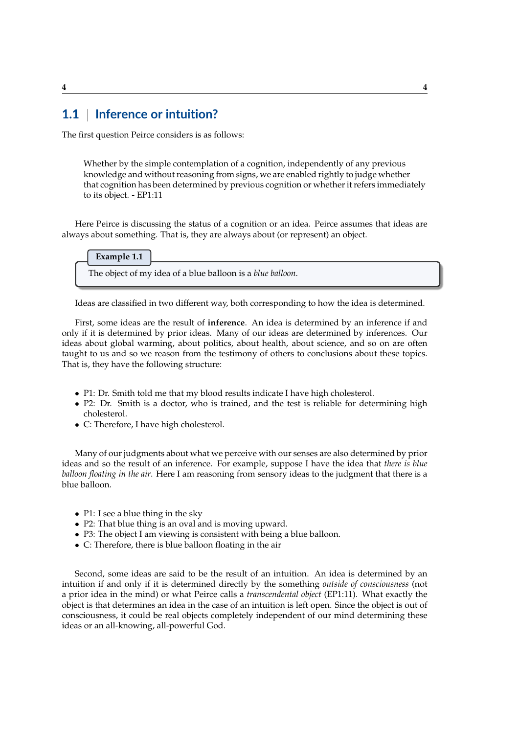## 1.1 | Inference or intuition?

The first question Peirce considers is as follows:

> Whether by the simple contemplation of a cognition, independently of any previous knowledge and without reasoning from signs, we are enabled rightly to judge whether that cognition has been determined by previous cognition or whether it refers immediately to its object. - EP1:11

Here Peirce is discussing the status of a cognition or an idea. Peirce assumes that ideas are always about something. That is, they are always about (or represent) an object.

**Example 1.1**

The object of my idea of a blue balloon is a *blue balloon*.

Ideas are classified in two different way, both corresponding to how the idea is determined.

First, some ideas are the result of **inference**. An idea is determined by an inference if and only if it is determined by prior ideas. Many of our ideas are determined by inferences. Our ideas about global warming, about politics, about health, about science, and so on are often taught to us and so we reason from the testimony of others to conclusions about these topics. That is, they have the following structure:

- P1: Dr. Smith told me that my blood results indicate I have high cholesterol.
- P2: Dr. Smith is a doctor, who is trained, and the test is reliable for determining high cholesterol.
- C: Therefore, I have high cholesterol.

Many of our judgments about what we perceive with our senses are also determined by prior ideas and so the result of an inference. For example, suppose I have the idea that *there is blue balloon floating in the air*. Here I am reasoning from sensory ideas to the judgment that there is a blue balloon.

- P1: I see a blue thing in the sky
- P2: That blue thing is an oval and is moving upward.
- P3: The object I am viewing is consistent with being a blue balloon.
- C: Therefore, there is blue balloon floating in the air

Second, some ideas are said to be the result of an intuition. An idea is determined by an intuition if and only if it is determined directly by the something *outside of consciousness* (not a prior idea in the mind) or what Peirce calls a *transcendental object* (EP1:11). What exactly the object is that determines an idea in the case of an intuition is left open. Since the object is out of consciousness, it could be real objects completely independent of our mind determining these ideas or an all-knowing, all-powerful God.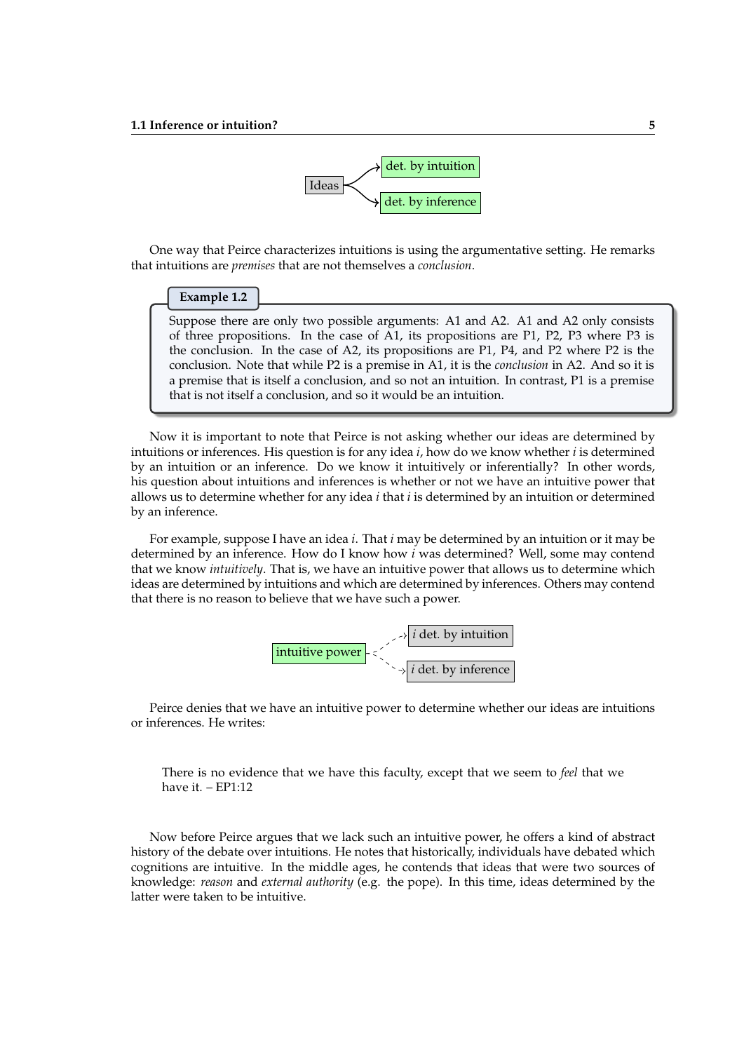Ideas → det. by intuition
Ideas → det. by inference

One way that Peirce characterizes intuitions is using the argumentative setting. He remarks that intuitions are *premises* that are not themselves a *conclusion*.

**Example 1.2**

Suppose there are only two possible arguments: A1 and A2. A1 and A2 only consists of three propositions. In the case of A1, its propositions are P1, P2, P3 where P3 is the conclusion. In the case of A2, its propositions are P1, P4, and P2 where P2 is the conclusion. Note that while P2 is a premise in A1, it is the *conclusion* in A2. And so it is a premise that is itself a conclusion, and so not an intuition. In contrast, P1 is a premise that is not itself a conclusion, and so it would be an intuition.

Now it is important to note that Peirce is not asking whether our ideas are determined by intuitions or inferences. His question is for any idea *i*, how do we know whether *i* is determined by an intuition or an inference. Do we know it intuitively or inferentially? In other words, his question about intuitions and inferences is whether or not we have an intuitive power that allows us to determine whether for any idea *i* that *i* is determined by an intuition or determined by an inference.

For example, suppose I have an idea *i*. That *i* may be determined by an intuition or it may be determined by an inference. How do I know how *i* was determined? Well, some may contend that we know *intuitively*. That is, we have an intuitive power that allows us to determine which ideas are determined by intuitions and which are determined by inferences. Others may contend that there is no reason to believe that we have such a power.

intuitive power ⇢ *i* det. by intuition
intuitive power ⇢ *i* det. by inference

Peirce denies that we have an intuitive power to determine whether our ideas are intuitions or inferences. He writes:

> There is no evidence that we have this faculty, except that we seem to *feel* that we have it. – EP1:12

Now before Peirce argues that we lack such an intuitive power, he offers a kind of abstract history of the debate over intuitions. He notes that historically, individuals have debated which cognitions are intuitive. In the middle ages, he contends that ideas that were two sources of knowledge: *reason* and *external authority* (e.g. the pope). In this time, ideas determined by the latter were taken to be intuitive.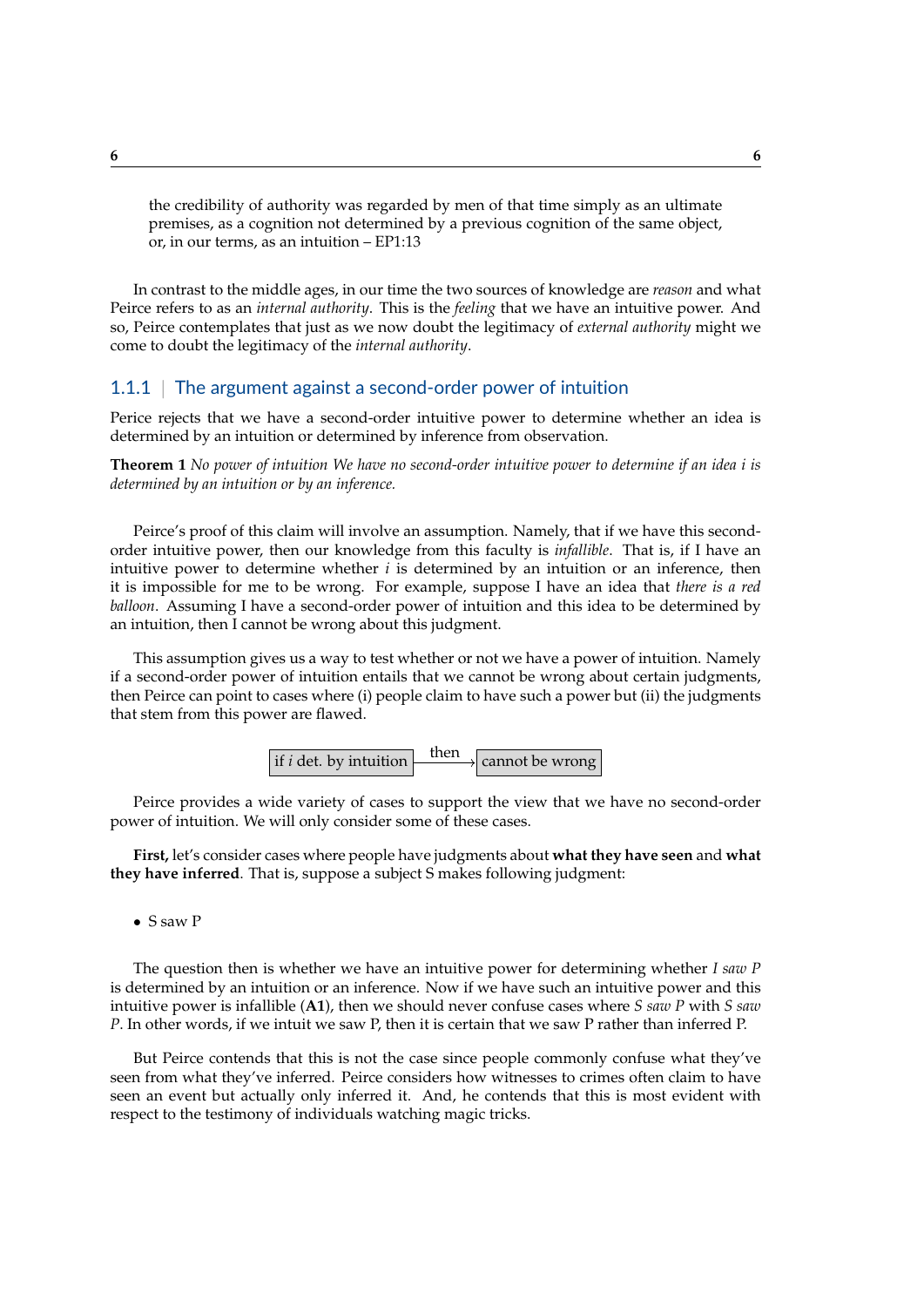> the credibility of authority was regarded by men of that time simply as an ultimate premises, as a cognition not determined by a previous cognition of the same object, or, in our terms, as an intuition – EP1:13

In contrast to the middle ages, in our time the two sources of knowledge are *reason* and what Peirce refers to as an *internal authority*. This is the *feeling* that we have an intuitive power. And so, Peirce contemplates that just as we now doubt the legitimacy of *external authority* might we come to doubt the legitimacy of the *internal authority*.

### 1.1.1 | The argument against a second-order power of intuition

Perice rejects that we have a second-order intuitive power to determine whether an idea is determined by an intuition or determined by inference from observation.

**Theorem 1** *No power of intuition We have no second-order intuitive power to determine if an idea i is determined by an intuition or by an inference.*

Peirce's proof of this claim will involve an assumption. Namely, that if we have this second-order intuitive power, then our knowledge from this faculty is *infallible*. That is, if I have an intuitive power to determine whether $i$ is determined by an intuition or an inference, then it is impossible for me to be wrong. For example, suppose I have an idea that *there is a red balloon*. Assuming I have a second-order power of intuition and this idea to be determined by an intuition, then I cannot be wrong about this judgment.

This assumption gives us a way to test whether or not we have a power of intuition. Namely if a second-order power of intuition entails that we cannot be wrong about certain judgments, then Peirce can point to cases where (i) people claim to have such a power but (ii) the judgments that stem from this power are flawed.

[if $i$ det. by intuition] —then→ [cannot be wrong]

Peirce provides a wide variety of cases to support the view that we have no second-order power of intuition. We will only consider some of these cases.

**First,** let's consider cases where people have judgments about **what they have seen** and **what they have inferred**. That is, suppose a subject S makes following judgment:

- S saw P

The question then is whether we have an intuitive power for determining whether *I saw P* is determined by an intuition or an inference. Now if we have such an intuitive power and this intuitive power is infallible (**A1**), then we should never confuse cases where *S saw P* with *S saw P*. In other words, if we intuit we saw P, then it is certain that we saw P rather than inferred P.

But Peirce contends that this is not the case since people commonly confuse what they've seen from what they've inferred. Peirce considers how witnesses to crimes often claim to have seen an event but actually only inferred it. And, he contends that this is most evident with respect to the testimony of individuals watching magic tricks.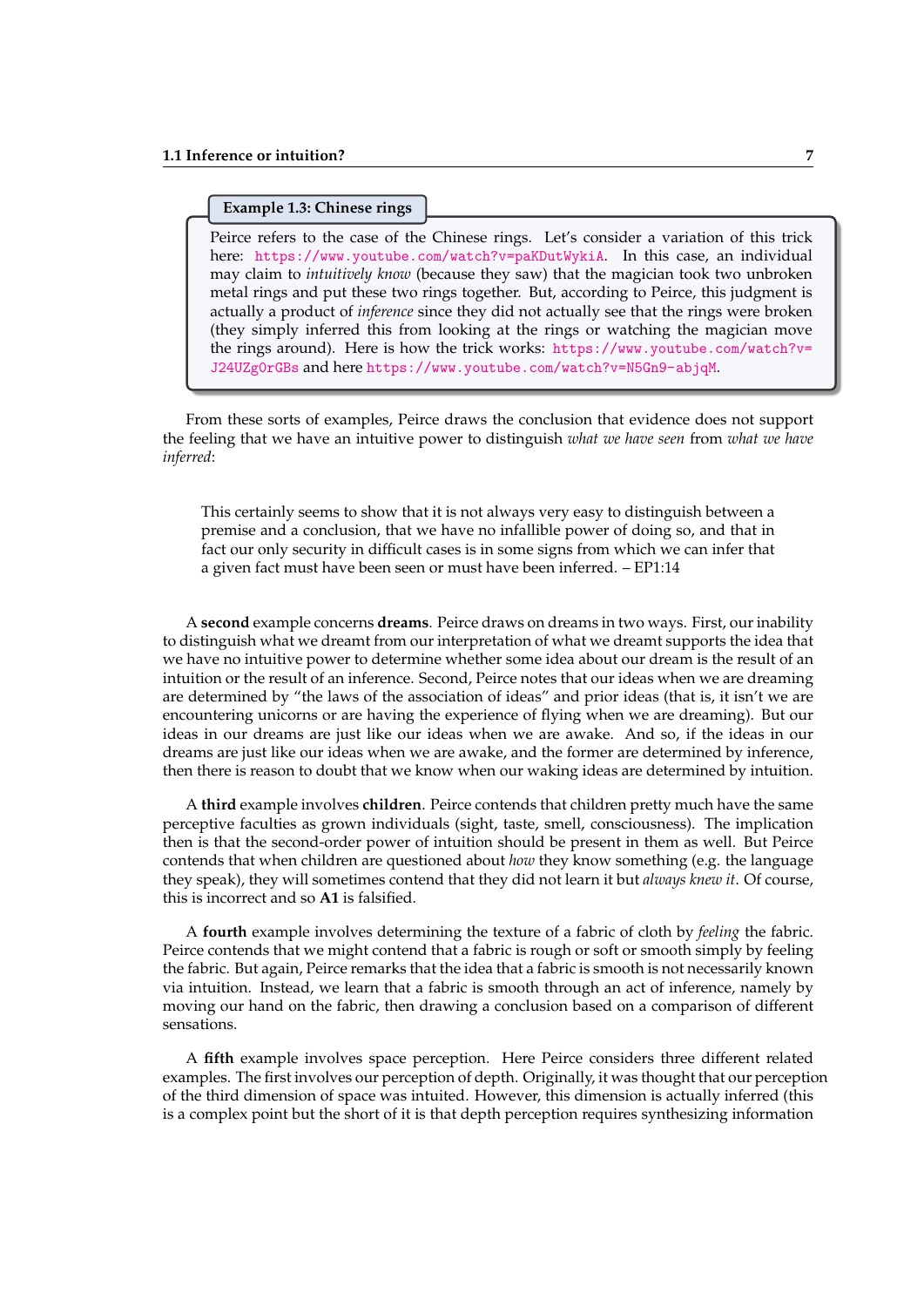**Example 1.3: Chinese rings**

Peirce refers to the case of the Chinese rings. Let's consider a variation of this trick here: https://www.youtube.com/watch?v=paKDutWykiA. In this case, an individual may claim to *intuitively know* (because they saw) that the magician took two unbroken metal rings and put these two rings together. But, according to Peirce, this judgment is actually a product of *inference* since they did not actually see that the rings were broken (they simply inferred this from looking at the rings or watching the magician move the rings around). Here is how the trick works: https://www.youtube.com/watch?v=J24UZg0rGBs and here https://www.youtube.com/watch?v=N5Gn9-abjqM.

From these sorts of examples, Peirce draws the conclusion that evidence does not support the feeling that we have an intuitive power to distinguish *what we have seen* from *what we have inferred*:

> This certainly seems to show that it is not always very easy to distinguish between a premise and a conclusion, that we have no infallible power of doing so, and that in fact our only security in difficult cases is in some signs from which we can infer that a given fact must have been seen or must have been inferred. – EP1:14

A **second** example concerns **dreams**. Peirce draws on dreams in two ways. First, our inability to distinguish what we dreamt from our interpretation of what we dreamt supports the idea that we have no intuitive power to determine whether some idea about our dream is the result of an intuition or the result of an inference. Second, Peirce notes that our ideas when we are dreaming are determined by "the laws of the association of ideas" and prior ideas (that is, it isn't we are encountering unicorns or are having the experience of flying when we are dreaming). But our ideas in our dreams are just like our ideas when we are awake. And so, if the ideas in our dreams are just like our ideas when we are awake, and the former are determined by inference, then there is reason to doubt that we know when our waking ideas are determined by intuition.

A **third** example involves **children**. Peirce contends that children pretty much have the same perceptive faculties as grown individuals (sight, taste, smell, consciousness). The implication then is that the second-order power of intuition should be present in them as well. But Peirce contends that when children are questioned about *how* they know something (e.g. the language they speak), they will sometimes contend that they did not learn it but *always knew it*. Of course, this is incorrect and so **A1** is falsified.

A **fourth** example involves determining the texture of a fabric of cloth by *feeling* the fabric. Peirce contends that we might contend that a fabric is rough or soft or smooth simply by feeling the fabric. But again, Peirce remarks that the idea that a fabric is smooth is not necessarily known via intuition. Instead, we learn that a fabric is smooth through an act of inference, namely by moving our hand on the fabric, then drawing a conclusion based on a comparison of different sensations.

A **fifth** example involves space perception. Here Peirce considers three different related examples. The first involves our perception of depth. Originally, it was thought that our perception of the third dimension of space was intuited. However, this dimension is actually inferred (this is a complex point but the short of it is that depth perception requires synthesizing information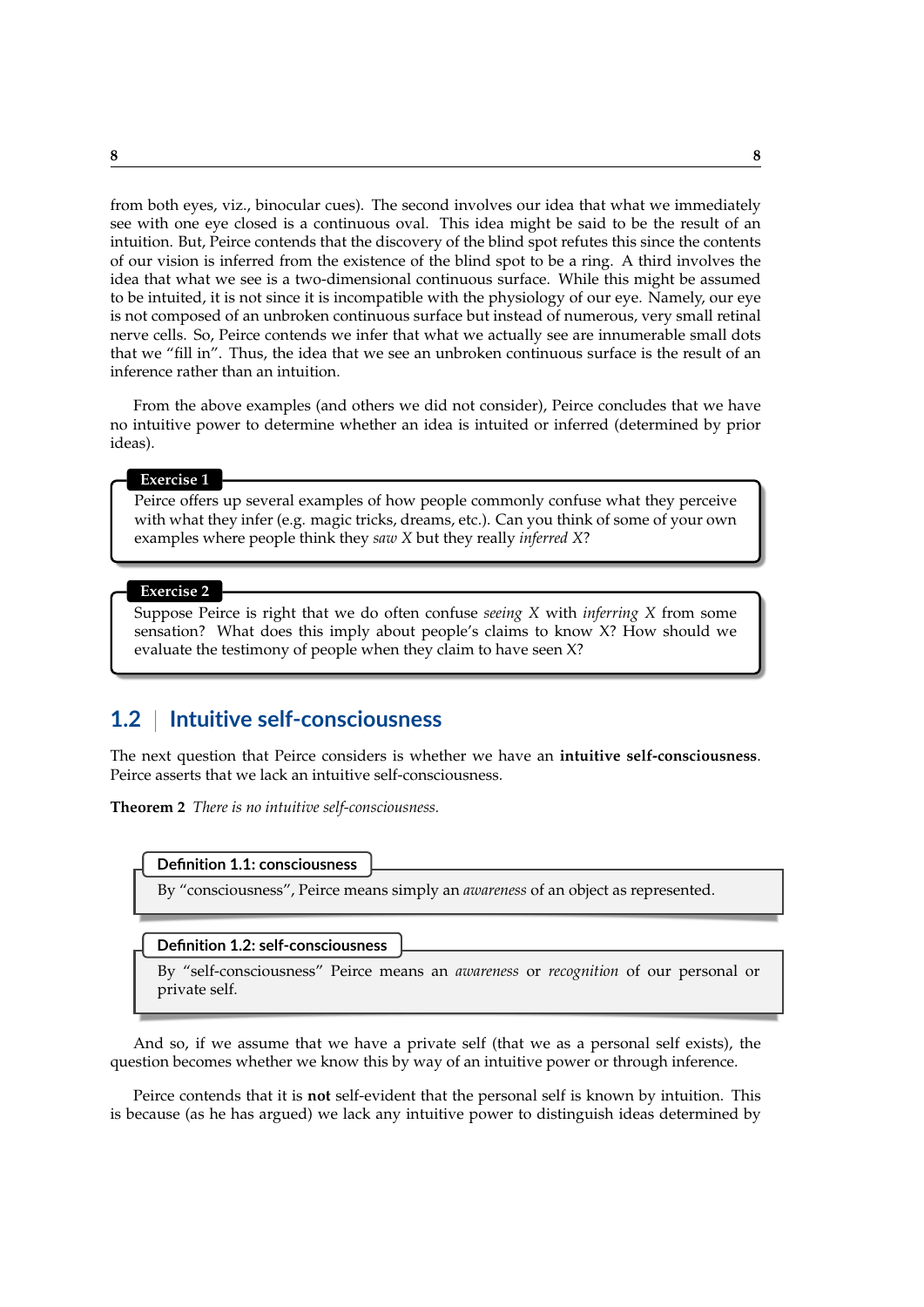from both eyes, viz., binocular cues). The second involves our idea that what we immediately see with one eye closed is a continuous oval. This idea might be said to be the result of an intuition. But, Peirce contends that the discovery of the blind spot refutes this since the contents of our vision is inferred from the existence of the blind spot to be a ring. A third involves the idea that what we see is a two-dimensional continuous surface. While this might be assumed to be intuited, it is not since it is incompatible with the physiology of our eye. Namely, our eye is not composed of an unbroken continuous surface but instead of numerous, very small retinal nerve cells. So, Peirce contends we infer that what we actually see are innumerable small dots that we "fill in". Thus, the idea that we see an unbroken continuous surface is the result of an inference rather than an intuition.

From the above examples (and others we did not consider), Peirce concludes that we have no intuitive power to determine whether an idea is intuited or inferred (determined by prior ideas).

**Exercise 1**

Peirce offers up several examples of how people commonly confuse what they perceive with what they infer (e.g. magic tricks, dreams, etc.). Can you think of some of your own examples where people think they *saw X* but they really *inferred X*?

**Exercise 2**

Suppose Peirce is right that we do often confuse *seeing X* with *inferring X* from some sensation? What does this imply about people's claims to know X? How should we evaluate the testimony of people when they claim to have seen X?

## 1.2 Intuitive self-consciousness

The next question that Peirce considers is whether we have an **intuitive self-consciousness**. Peirce asserts that we lack an intuitive self-consciousness.

**Theorem 2** *There is no intuitive self-consciousness.*

**Definition 1.1: consciousness**

By "consciousness", Peirce means simply an *awareness* of an object as represented.

**Definition 1.2: self-consciousness**

By "self-consciousness" Peirce means an *awareness* or *recognition* of our personal or private self.

And so, if we assume that we have a private self (that we as a personal self exists), the question becomes whether we know this by way of an intuitive power or through inference.

Peirce contends that it is **not** self-evident that the personal self is known by intuition. This is because (as he has argued) we lack any intuitive power to distinguish ideas determined by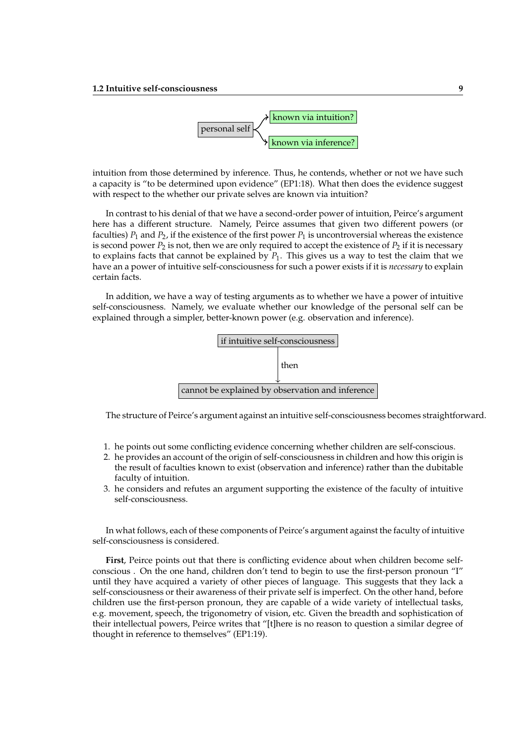personal self → known via intuition? / known via inference?

intuition from those determined by inference. Thus, he contends, whether or not we have such a capacity is "to be determined upon evidence" (EP1:18). What then does the evidence suggest with respect to the whether our private selves are known via intuition?

In contrast to his denial of that we have a second-order power of intuition, Peirce's argument here has a different structure. Namely, Peirce assumes that given two different powers (or faculties) $P_1$ and $P_2$, if the existence of the first power $P_1$ is uncontroversial whereas the existence is second power $P_2$ is not, then we are only required to accept the existence of $P_2$ if it is necessary to explains facts that cannot be explained by $P_1$. This gives us a way to test the claim that we have an a power of intuitive self-consciousness for such a power exists if it is *necessary* to explain certain facts.

In addition, we have a way of testing arguments as to whether we have a power of intuitive self-consciousness. Namely, we evaluate whether our knowledge of the personal self can be explained through a simpler, better-known power (e.g. observation and inference).

if intuitive self-consciousness → then → cannot be explained by observation and inference

The structure of Peirce's argument against an intuitive self-consciousness becomes straightforward.

1. he points out some conflicting evidence concerning whether children are self-conscious.
2. he provides an account of the origin of self-consciousness in children and how this origin is the result of faculties known to exist (observation and inference) rather than the dubitable faculty of intuition.
3. he considers and refutes an argument supporting the existence of the faculty of intuitive self-consciousness.

In what follows, each of these components of Peirce's argument against the faculty of intuitive self-consciousness is considered.

**First**, Peirce points out that there is conflicting evidence about when children become self-conscious . On the one hand, children don't tend to begin to use the first-person pronoun "I" until they have acquired a variety of other pieces of language. This suggests that they lack a self-consciousness or their awareness of their private self is imperfect. On the other hand, before children use the first-person pronoun, they are capable of a wide variety of intellectual tasks, e.g. movement, speech, the trigonometry of vision, etc. Given the breadth and sophistication of their intellectual powers, Peirce writes that "[t]here is no reason to question a similar degree of thought in reference to themselves" (EP1:19).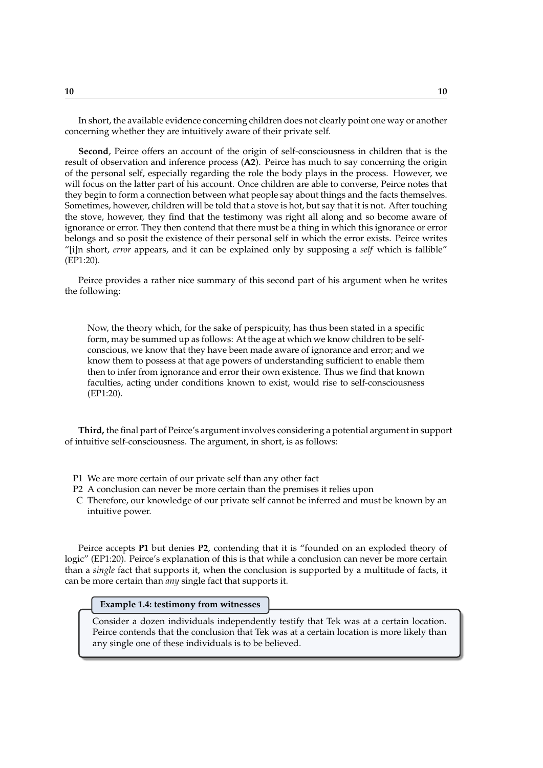In short, the available evidence concerning children does not clearly point one way or another concerning whether they are intuitively aware of their private self.

**Second**, Peirce offers an account of the origin of self-consciousness in children that is the result of observation and inference process (**A2**). Peirce has much to say concerning the origin of the personal self, especially regarding the role the body plays in the process. However, we will focus on the latter part of his account. Once children are able to converse, Peirce notes that they begin to form a connection between what people say about things and the facts themselves. Sometimes, however, children will be told that a stove is hot, but say that it is not. After touching the stove, however, they find that the testimony was right all along and so become aware of ignorance or error. They then contend that there must be a thing in which this ignorance or error belongs and so posit the existence of their personal self in which the error exists. Peirce writes "[i]n short, *error* appears, and it can be explained only by supposing a *self* which is fallible" (EP1:20).

Peirce provides a rather nice summary of this second part of his argument when he writes the following:

> Now, the theory which, for the sake of perspicuity, has thus been stated in a specific form, may be summed up as follows: At the age at which we know children to be self-conscious, we know that they have been made aware of ignorance and error; and we know them to possess at that age powers of understanding sufficient to enable them then to infer from ignorance and error their own existence. Thus we find that known faculties, acting under conditions known to exist, would rise to self-consciousness (EP1:20).

**Third,** the final part of Peirce's argument involves considering a potential argument in support of intuitive self-consciousness. The argument, in short, is as follows:

- P1 We are more certain of our private self than any other fact
- P2 A conclusion can never be more certain than the premises it relies upon
- C Therefore, our knowledge of our private self cannot be inferred and must be known by an intuitive power.

Peirce accepts **P1** but denies **P2**, contending that it is "founded on an exploded theory of logic" (EP1:20). Peirce's explanation of this is that while a conclusion can never be more certain than a *single* fact that supports it, when the conclusion is supported by a multitude of facts, it can be more certain than *any* single fact that supports it.

**Example 1.4: testimony from witnesses**

Consider a dozen individuals independently testify that Tek was at a certain location. Peirce contends that the conclusion that Tek was at a certain location is more likely than any single one of these individuals is to be believed.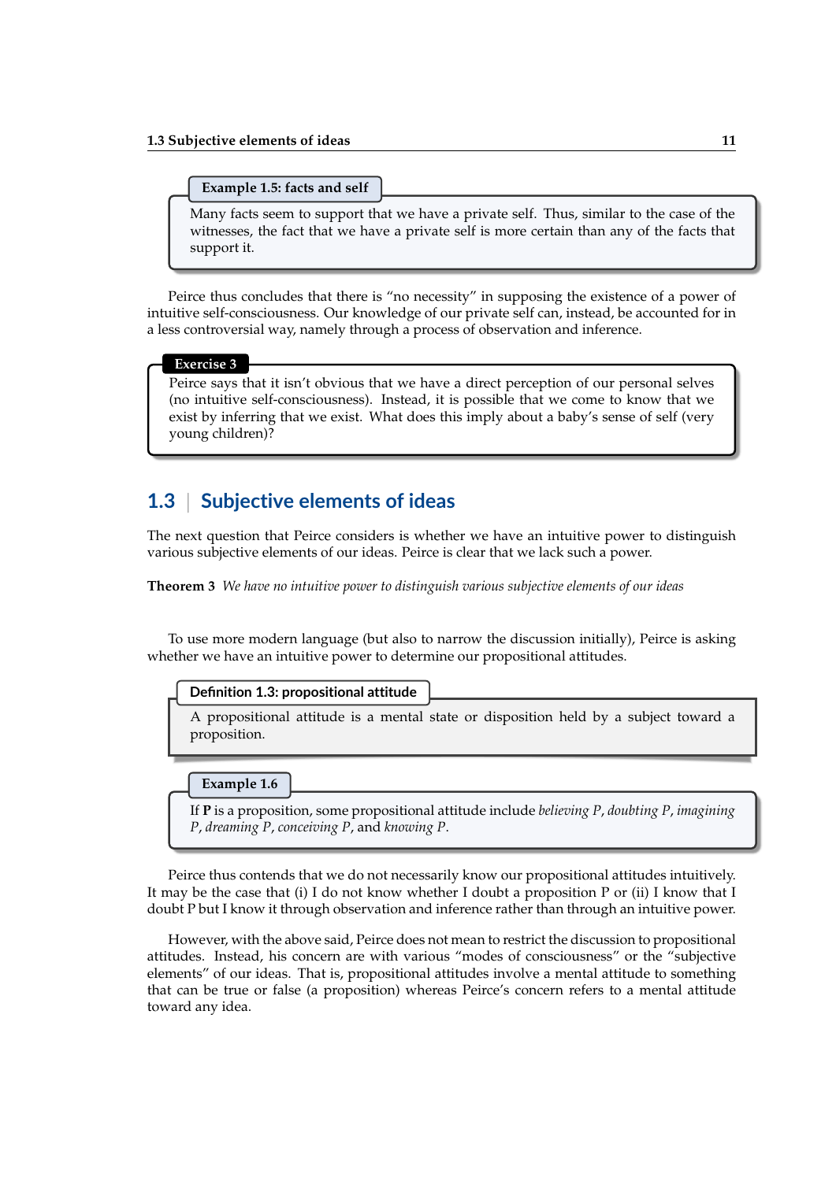**Example 1.5: facts and self**

Many facts seem to support that we have a private self. Thus, similar to the case of the witnesses, the fact that we have a private self is more certain than any of the facts that support it.

Peirce thus concludes that there is "no necessity" in supposing the existence of a power of intuitive self-consciousness. Our knowledge of our private self can, instead, be accounted for in a less controversial way, namely through a process of observation and inference.

**Exercise 3**

Peirce says that it isn't obvious that we have a direct perception of our personal selves (no intuitive self-consciousness). Instead, it is possible that we come to know that we exist by inferring that we exist. What does this imply about a baby's sense of self (very young children)?

## 1.3 | Subjective elements of ideas

The next question that Peirce considers is whether we have an intuitive power to distinguish various subjective elements of our ideas. Peirce is clear that we lack such a power.

**Theorem 3** *We have no intuitive power to distinguish various subjective elements of our ideas*

To use more modern language (but also to narrow the discussion initially), Peirce is asking whether we have an intuitive power to determine our propositional attitudes.

**Definition 1.3: propositional attitude**

A propositional attitude is a mental state or disposition held by a subject toward a proposition.

**Example 1.6**

If **P** is a proposition, some propositional attitude include *believing P*, *doubting P*, *imagining P*, *dreaming P*, *conceiving P*, and *knowing P*.

Peirce thus contends that we do not necessarily know our propositional attitudes intuitively. It may be the case that (i) I do not know whether I doubt a proposition P or (ii) I know that I doubt P but I know it through observation and inference rather than through an intuitive power.

However, with the above said, Peirce does not mean to restrict the discussion to propositional attitudes. Instead, his concern are with various "modes of consciousness" or the "subjective elements" of our ideas. That is, propositional attitudes involve a mental attitude to something that can be true or false (a proposition) whereas Peirce's concern refers to a mental attitude toward any idea.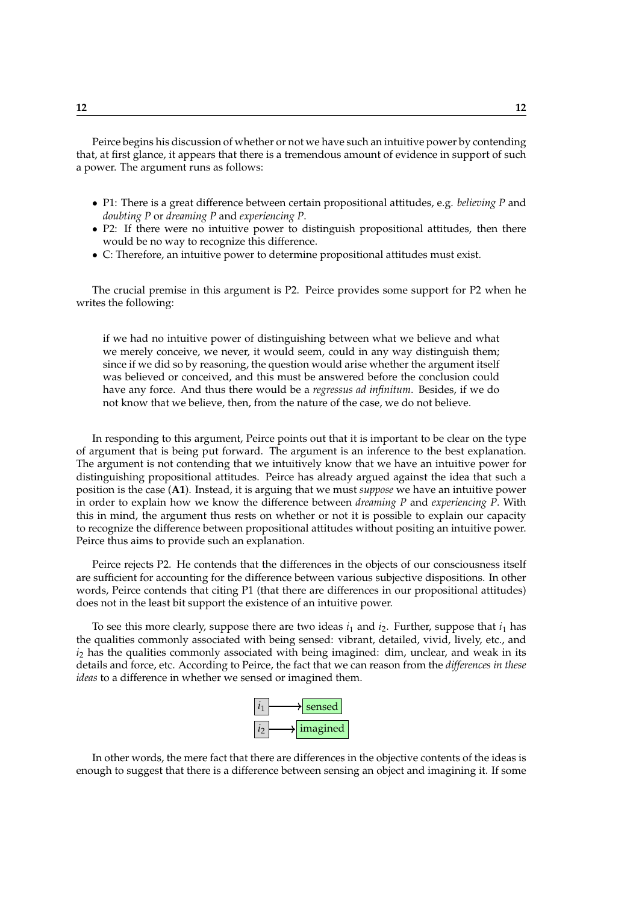Peirce begins his discussion of whether or not we have such an intuitive power by contending that, at first glance, it appears that there is a tremendous amount of evidence in support of such a power. The argument runs as follows:

- P1: There is a great difference between certain propositional attitudes, e.g. *believing P* and *doubting P* or *dreaming P* and *experiencing P*.
- P2: If there were no intuitive power to distinguish propositional attitudes, then there would be no way to recognize this difference.
- C: Therefore, an intuitive power to determine propositional attitudes must exist.

The crucial premise in this argument is P2. Peirce provides some support for P2 when he writes the following:

> if we had no intuitive power of distinguishing between what we believe and what we merely conceive, we never, it would seem, could in any way distinguish them; since if we did so by reasoning, the question would arise whether the argument itself was believed or conceived, and this must be answered before the conclusion could have any force. And thus there would be a *regressus ad infinitum*. Besides, if we do not know that we believe, then, from the nature of the case, we do not believe.

In responding to this argument, Peirce points out that it is important to be clear on the type of argument that is being put forward. The argument is an inference to the best explanation. The argument is not contending that we intuitively know that we have an intuitive power for distinguishing propositional attitudes. Peirce has already argued against the idea that such a position is the case (**A1**). Instead, it is arguing that we must *suppose* we have an intuitive power in order to explain how we know the difference between *dreaming P* and *experiencing P*. With this in mind, the argument thus rests on whether or not it is possible to explain our capacity to recognize the difference between propositional attitudes without positing an intuitive power. Peirce thus aims to provide such an explanation.

Peirce rejects P2. He contends that the differences in the objects of our consciousness itself are sufficient for accounting for the difference between various subjective dispositions. In other words, Peirce contends that citing P1 (that there are differences in our propositional attitudes) does not in the least bit support the existence of an intuitive power.

To see this more clearly, suppose there are two ideas $i_1$ and $i_2$. Further, suppose that $i_1$ has the qualities commonly associated with being sensed: vibrant, detailed, vivid, lively, etc., and $i_2$ has the qualities commonly associated with being imagined: dim, unclear, and weak in its details and force, etc. According to Peirce, the fact that we can reason from the *differences in these ideas* to a difference in whether we sensed or imagined them.

$i_1$ ⟶ sensed

$i_2$ ⟶ imagined

In other words, the mere fact that there are differences in the objective contents of the ideas is enough to suggest that there is a difference between sensing an object and imagining it. If some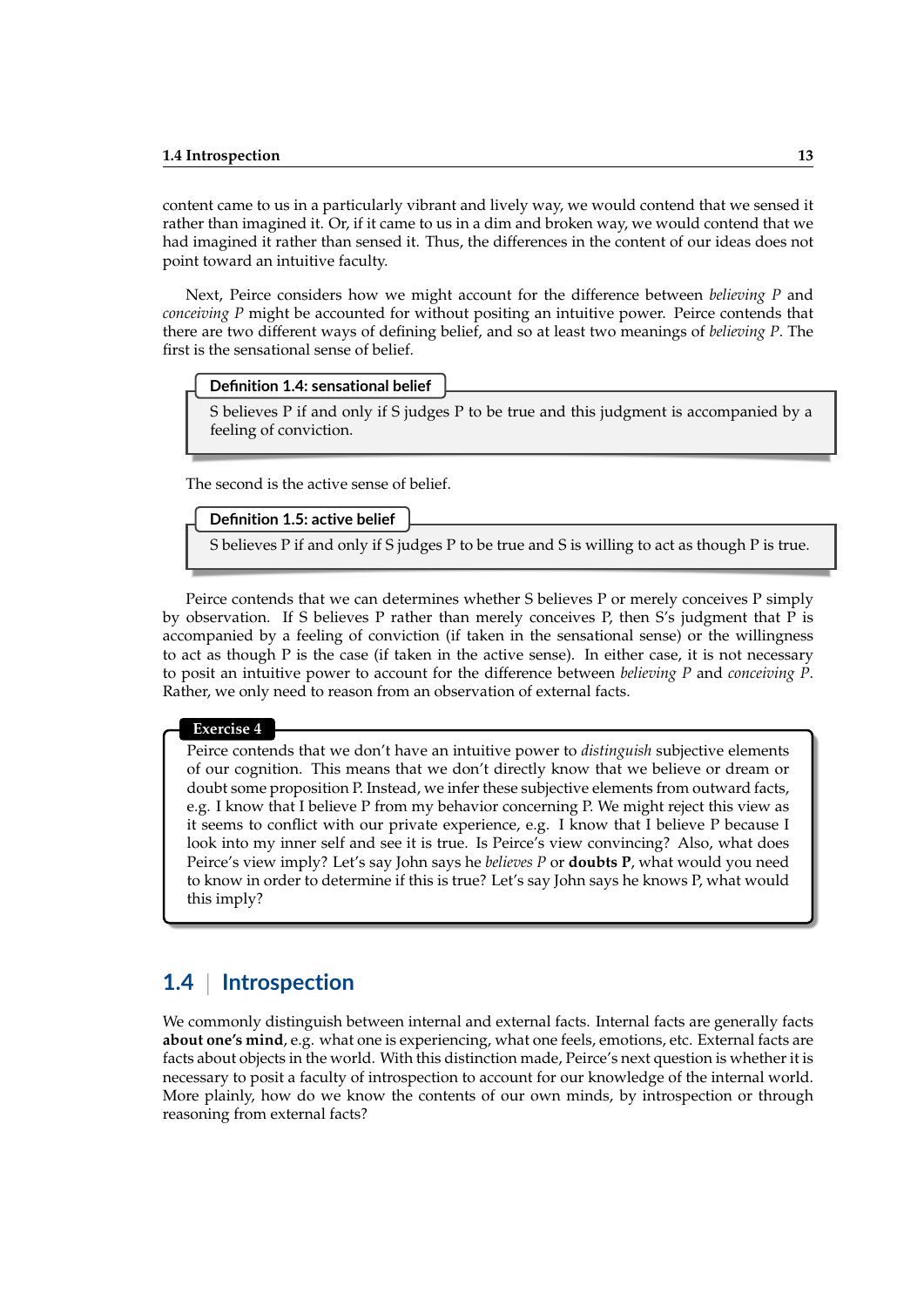content came to us in a particularly vibrant and lively way, we would contend that we sensed it rather than imagined it. Or, if it came to us in a dim and broken way, we would contend that we had imagined it rather than sensed it. Thus, the differences in the content of our ideas does not point toward an intuitive faculty.

Next, Peirce considers how we might account for the difference between *believing P* and *conceiving P* might be accounted for without positing an intuitive power. Peirce contends that there are two different ways of defining belief, and so at least two meanings of *believing P*. The first is the sensational sense of belief.

> **Definition 1.4: sensational belief**
>
> S believes P if and only if S judges P to be true and this judgment is accompanied by a feeling of conviction.

The second is the active sense of belief.

> **Definition 1.5: active belief**
>
> S believes P if and only if S judges P to be true and S is willing to act as though P is true.

Peirce contends that we can determines whether S believes P or merely conceives P simply by observation. If S believes P rather than merely conceives P, then S's judgment that P is accompanied by a feeling of conviction (if taken in the sensational sense) or the willingness to act as though P is the case (if taken in the active sense). In either case, it is not necessary to posit an intuitive power to account for the difference between *believing P* and *conceiving P*. Rather, we only need to reason from an observation of external facts.

> **Exercise 4**
>
> Peirce contends that we don't have an intuitive power to *distinguish* subjective elements of our cognition. This means that we don't directly know that we believe or dream or doubt some proposition P. Instead, we infer these subjective elements from outward facts, e.g. I know that I believe P from my behavior concerning P. We might reject this view as it seems to conflict with our private experience, e.g. I know that I believe P because I look into my inner self and see it is true. Is Peirce's view convincing? Also, what does Peirce's view imply? Let's say John says he *believes P* or **doubts P**, what would you need to know in order to determine if this is true? Let's say John says he knows P, what would this imply?

## 1.4 | Introspection

We commonly distinguish between internal and external facts. Internal facts are generally facts **about one's mind**, e.g. what one is experiencing, what one feels, emotions, etc. External facts are facts about objects in the world. With this distinction made, Peirce's next question is whether it is necessary to posit a faculty of introspection to account for our knowledge of the internal world. More plainly, how do we know the contents of our own minds, by introspection or through reasoning from external facts?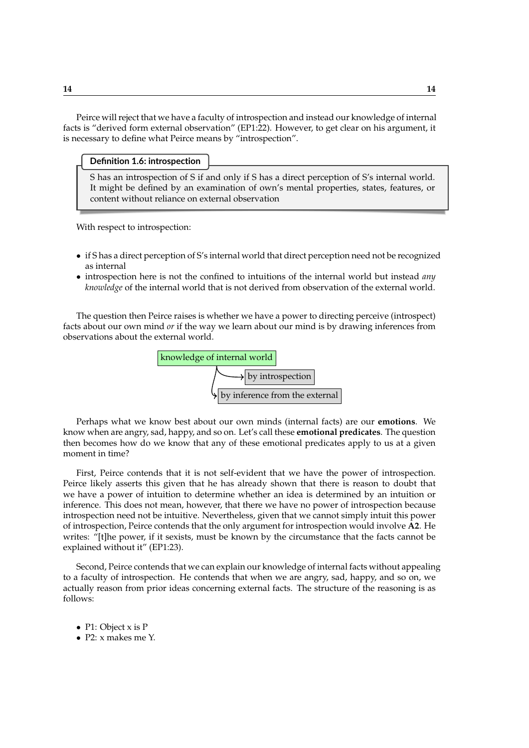Peirce will reject that we have a faculty of introspection and instead our knowledge of internal facts is "derived form external observation" (EP1:22). However, to get clear on his argument, it is necessary to define what Peirce means by "introspection".

> **Definition 1.6: introspection**
>
> S has an introspection of S if and only if S has a direct perception of S's internal world. It might be defined by an examination of own's mental properties, states, features, or content without reliance on external observation

With respect to introspection:

- if S has a direct perception of S's internal world that direct perception need not be recognized as internal
- introspection here is not the confined to intuitions of the internal world but instead *any knowledge* of the internal world that is not derived from observation of the external world.

The question then Peirce raises is whether we have a power to directing perceive (introspect) facts about our own mind *or* if the way we learn about our mind is by drawing inferences from observations about the external world.

- knowledge of internal world
  - by introspection
  - by inference from the external

Perhaps what we know best about our own minds (internal facts) are our **emotions**. We know when are angry, sad, happy, and so on. Let's call these **emotional predicates**. The question then becomes how do we know that any of these emotional predicates apply to us at a given moment in time?

First, Peirce contends that it is not self-evident that we have the power of introspection. Peirce likely asserts this given that he has already shown that there is reason to doubt that we have a power of intuition to determine whether an idea is determined by an intuition or inference. This does not mean, however, that there we have no power of introspection because introspection need not be intuitive. Nevertheless, given that we cannot simply intuit this power of introspection, Peirce contends that the only argument for introspection would involve **A2**. He writes: "[t]he power, if it sexists, must be known by the circumstance that the facts cannot be explained without it" (EP1:23).

Second, Peirce contends that we can explain our knowledge of internal facts without appealing to a faculty of introspection. He contends that when we are angry, sad, happy, and so on, we actually reason from prior ideas concerning external facts. The structure of the reasoning is as follows:

- P1: Object x is P
- P2: x makes me Y.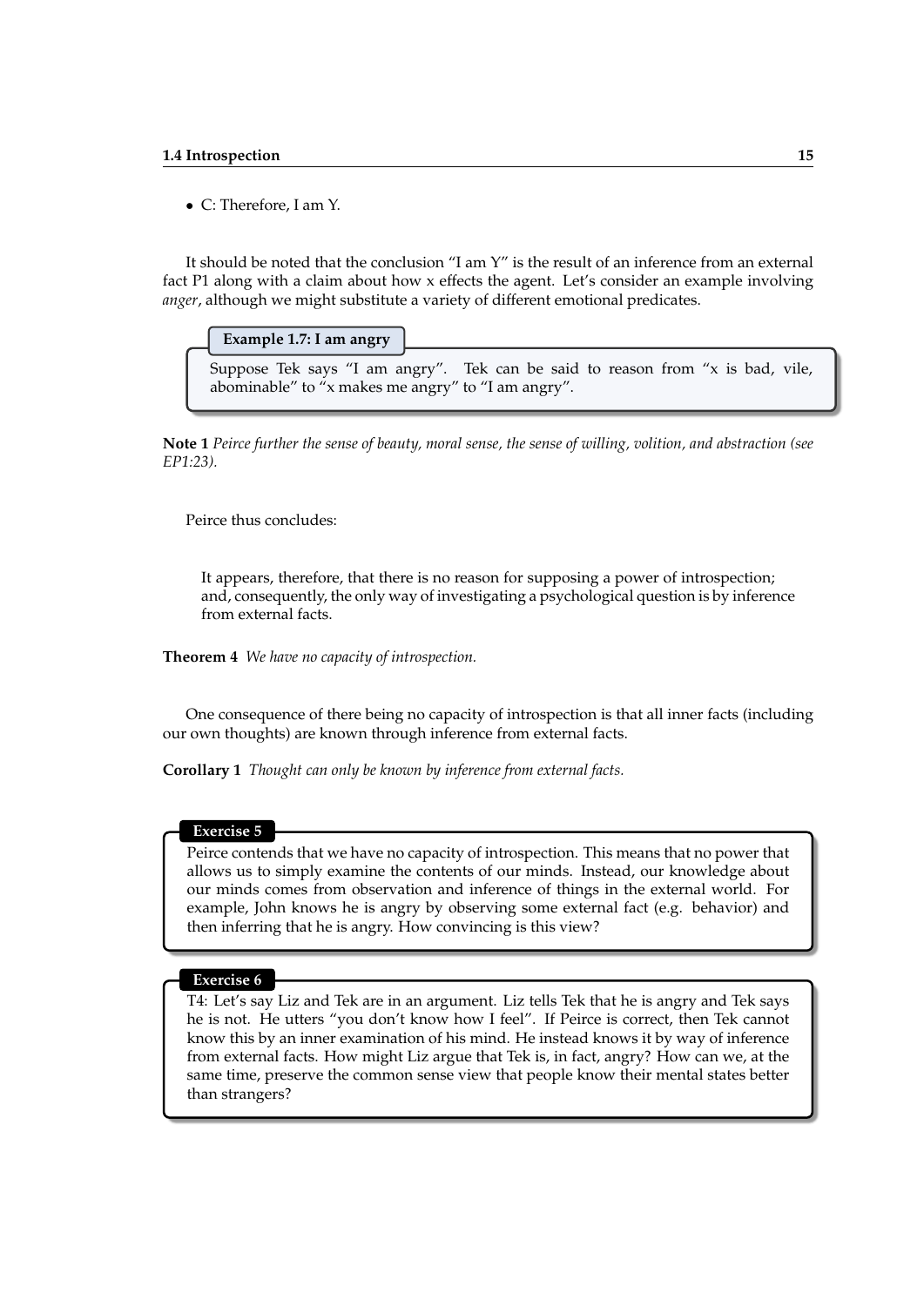- C: Therefore, I am Y.

It should be noted that the conclusion "I am Y" is the result of an inference from an external fact P1 along with a claim about how x effects the agent. Let's consider an example involving *anger*, although we might substitute a variety of different emotional predicates.

**Example 1.7: I am angry**

Suppose Tek says "I am angry". Tek can be said to reason from "x is bad, vile, abominable" to "x makes me angry" to "I am angry".

**Note 1** *Peirce further the sense of beauty, moral sense, the sense of willing, volition, and abstraction (see EP1:23).*

Peirce thus concludes:

> It appears, therefore, that there is no reason for supposing a power of introspection; and, consequently, the only way of investigating a psychological question is by inference from external facts.

**Theorem 4** *We have no capacity of introspection.*

One consequence of there being no capacity of introspection is that all inner facts (including our own thoughts) are known through inference from external facts.

**Corollary 1** *Thought can only be known by inference from external facts.*

**Exercise 5**

Peirce contends that we have no capacity of introspection. This means that no power that allows us to simply examine the contents of our minds. Instead, our knowledge about our minds comes from observation and inference of things in the external world. For example, John knows he is angry by observing some external fact (e.g. behavior) and then inferring that he is angry. How convincing is this view?

**Exercise 6**

T4: Let's say Liz and Tek are in an argument. Liz tells Tek that he is angry and Tek says he is not. He utters "you don't know how I feel". If Peirce is correct, then Tek cannot know this by an inner examination of his mind. He instead knows it by way of inference from external facts. How might Liz argue that Tek is, in fact, angry? How can we, at the same time, preserve the common sense view that people know their mental states better than strangers?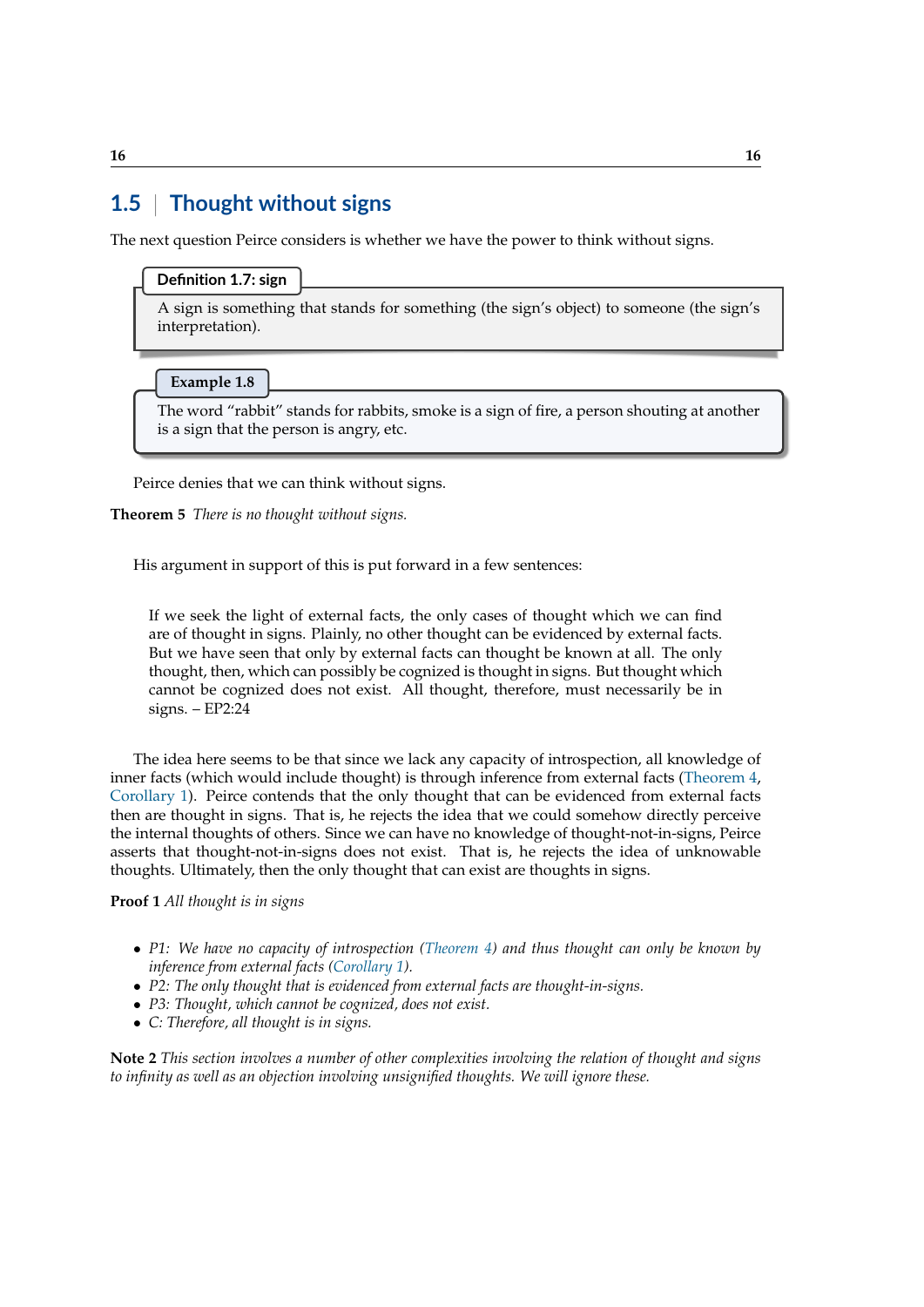## 1.5 Thought without signs

The next question Peirce considers is whether we have the power to think without signs.

**Definition 1.7: sign**

A sign is something that stands for something (the sign's object) to someone (the sign's interpretation).

**Example 1.8**

The word "rabbit" stands for rabbits, smoke is a sign of fire, a person shouting at another is a sign that the person is angry, etc.

Peirce denies that we can think without signs.

**Theorem 5** *There is no thought without signs.*

His argument in support of this is put forward in a few sentences:

> If we seek the light of external facts, the only cases of thought which we can find are of thought in signs. Plainly, no other thought can be evidenced by external facts. But we have seen that only by external facts can thought be known at all. The only thought, then, which can possibly be cognized is thought in signs. But thought which cannot be cognized does not exist. All thought, therefore, must necessarily be in signs. – EP2:24

The idea here seems to be that since we lack any capacity of introspection, all knowledge of inner facts (which would include thought) is through inference from external facts (Theorem 4, Corollary 1). Peirce contends that the only thought that can be evidenced from external facts then are thought in signs. That is, he rejects the idea that we could somehow directly perceive the internal thoughts of others. Since we can have no knowledge of thought-not-in-signs, Peirce asserts that thought-not-in-signs does not exist. That is, he rejects the idea of unknowable thoughts. Ultimately, then the only thought that can exist are thoughts in signs.

**Proof 1** *All thought is in signs*

- *P1: We have no capacity of introspection (Theorem 4) and thus thought can only be known by inference from external facts (Corollary 1).*
- *P2: The only thought that is evidenced from external facts are thought-in-signs.*
- *P3: Thought, which cannot be cognized, does not exist.*
- *C: Therefore, all thought is in signs.*

**Note 2** *This section involves a number of other complexities involving the relation of thought and signs to infinity as well as an objection involving unsignified thoughts. We will ignore these.*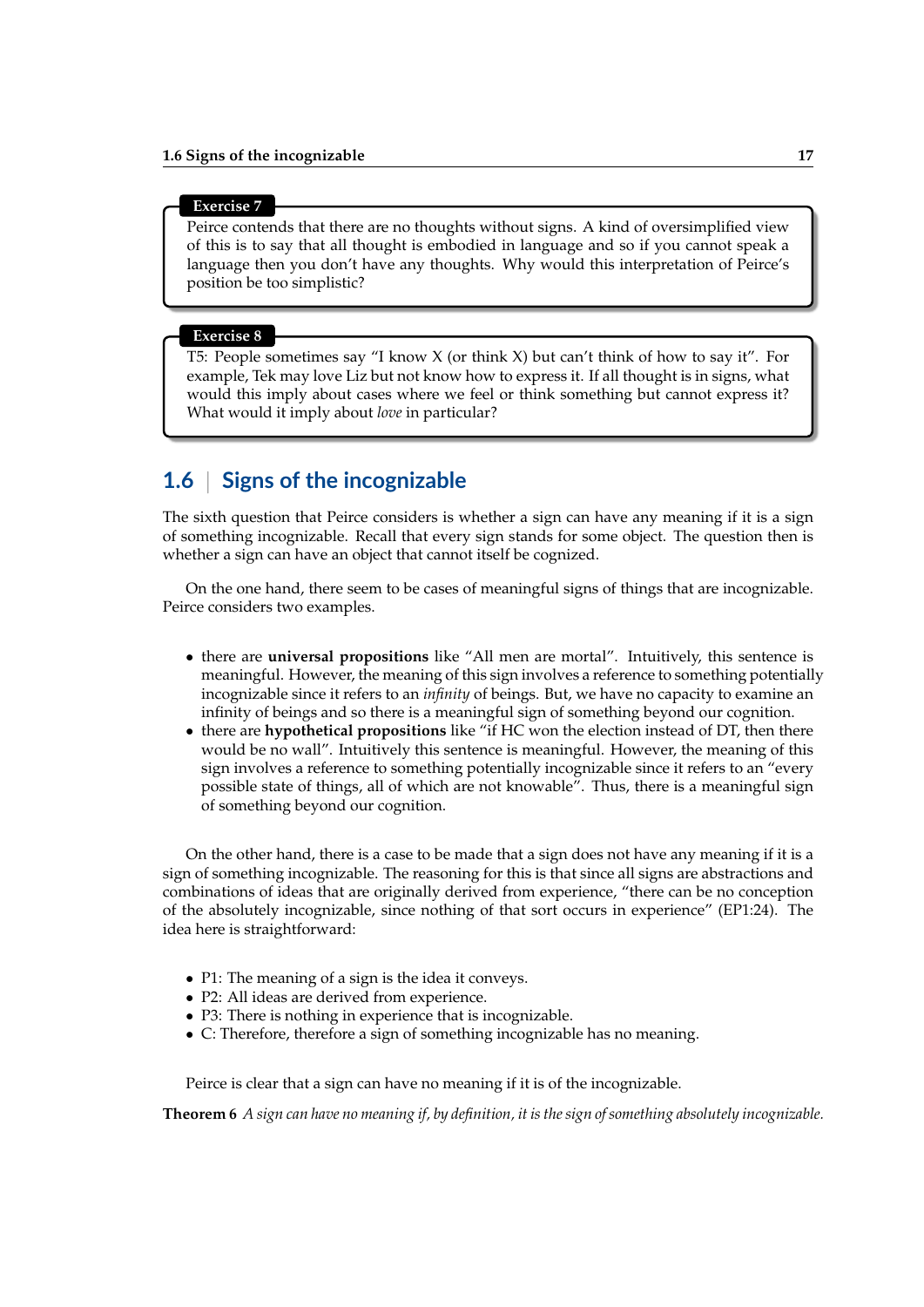**Exercise 7**

Peirce contends that there are no thoughts without signs. A kind of oversimplified view of this is to say that all thought is embodied in language and so if you cannot speak a language then you don't have any thoughts. Why would this interpretation of Peirce's position be too simplistic?

**Exercise 8**

T5: People sometimes say "I know X (or think X) but can't think of how to say it". For example, Tek may love Liz but not know how to express it. If all thought is in signs, what would this imply about cases where we feel or think something but cannot express it? What would it imply about *love* in particular?

## 1.6 | Signs of the incognizable

The sixth question that Peirce considers is whether a sign can have any meaning if it is a sign of something incognizable. Recall that every sign stands for some object. The question then is whether a sign can have an object that cannot itself be cognized.

On the one hand, there seem to be cases of meaningful signs of things that are incognizable. Peirce considers two examples.

- there are **universal propositions** like "All men are mortal". Intuitively, this sentence is meaningful. However, the meaning of this sign involves a reference to something potentially incognizable since it refers to an *infinity* of beings. But, we have no capacity to examine an infinity of beings and so there is a meaningful sign of something beyond our cognition.
- there are **hypothetical propositions** like "if HC won the election instead of DT, then there would be no wall". Intuitively this sentence is meaningful. However, the meaning of this sign involves a reference to something potentially incognizable since it refers to an "every possible state of things, all of which are not knowable". Thus, there is a meaningful sign of something beyond our cognition.

On the other hand, there is a case to be made that a sign does not have any meaning if it is a sign of something incognizable. The reasoning for this is that since all signs are abstractions and combinations of ideas that are originally derived from experience, "there can be no conception of the absolutely incognizable, since nothing of that sort occurs in experience" (EP1:24). The idea here is straightforward:

- P1: The meaning of a sign is the idea it conveys.
- P2: All ideas are derived from experience.
- P3: There is nothing in experience that is incognizable.
- C: Therefore, therefore a sign of something incognizable has no meaning.

Peirce is clear that a sign can have no meaning if it is of the incognizable.

**Theorem 6** *A sign can have no meaning if, by definition, it is the sign of something absolutely incognizable.*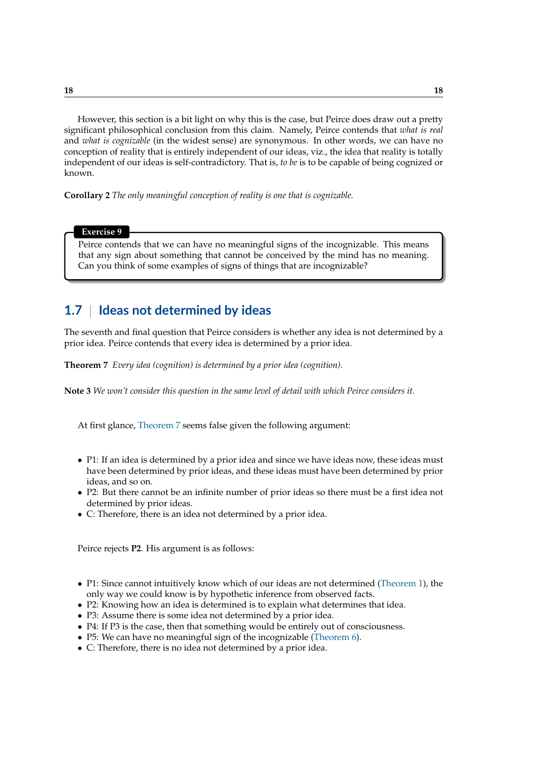However, this section is a bit light on why this is the case, but Peirce does draw out a pretty significant philosophical conclusion from this claim. Namely, Peirce contends that *what is real* and *what is cognizable* (in the widest sense) are synonymous. In other words, we can have no conception of reality that is entirely independent of our ideas, viz., the idea that reality is totally independent of our ideas is self-contradictory. That is, *to be* is to be capable of being cognized or known.

**Corollary 2** *The only meaningful conception of reality is one that is cognizable.*

> **Exercise 9**
>
> Peirce contends that we can have no meaningful signs of the incognizable. This means that any sign about something that cannot be conceived by the mind has no meaning. Can you think of some examples of signs of things that are incognizable?

## 1.7 | Ideas not determined by ideas

The seventh and final question that Peirce considers is whether any idea is not determined by a prior idea. Peirce contends that every idea is determined by a prior idea.

**Theorem 7** *Every idea (cognition) is determined by a prior idea (cognition).*

**Note 3** *We won't consider this question in the same level of detail with which Peirce considers it.*

At first glance, Theorem 7 seems false given the following argument:

- P1: If an idea is determined by a prior idea and since we have ideas now, these ideas must have been determined by prior ideas, and these ideas must have been determined by prior ideas, and so on.
- P2: But there cannot be an infinite number of prior ideas so there must be a first idea not determined by prior ideas.
- C: Therefore, there is an idea not determined by a prior idea.

Peirce rejects **P2**. His argument is as follows:

- P1: Since cannot intuitively know which of our ideas are not determined (Theorem 1), the only way we could know is by hypothetic inference from observed facts.
- P2: Knowing how an idea is determined is to explain what determines that idea.
- P3: Assume there is some idea not determined by a prior idea.
- P4: If P3 is the case, then that something would be entirely out of consciousness.
- P5: We can have no meaningful sign of the incognizable (Theorem 6).
- C: Therefore, there is no idea not determined by a prior idea.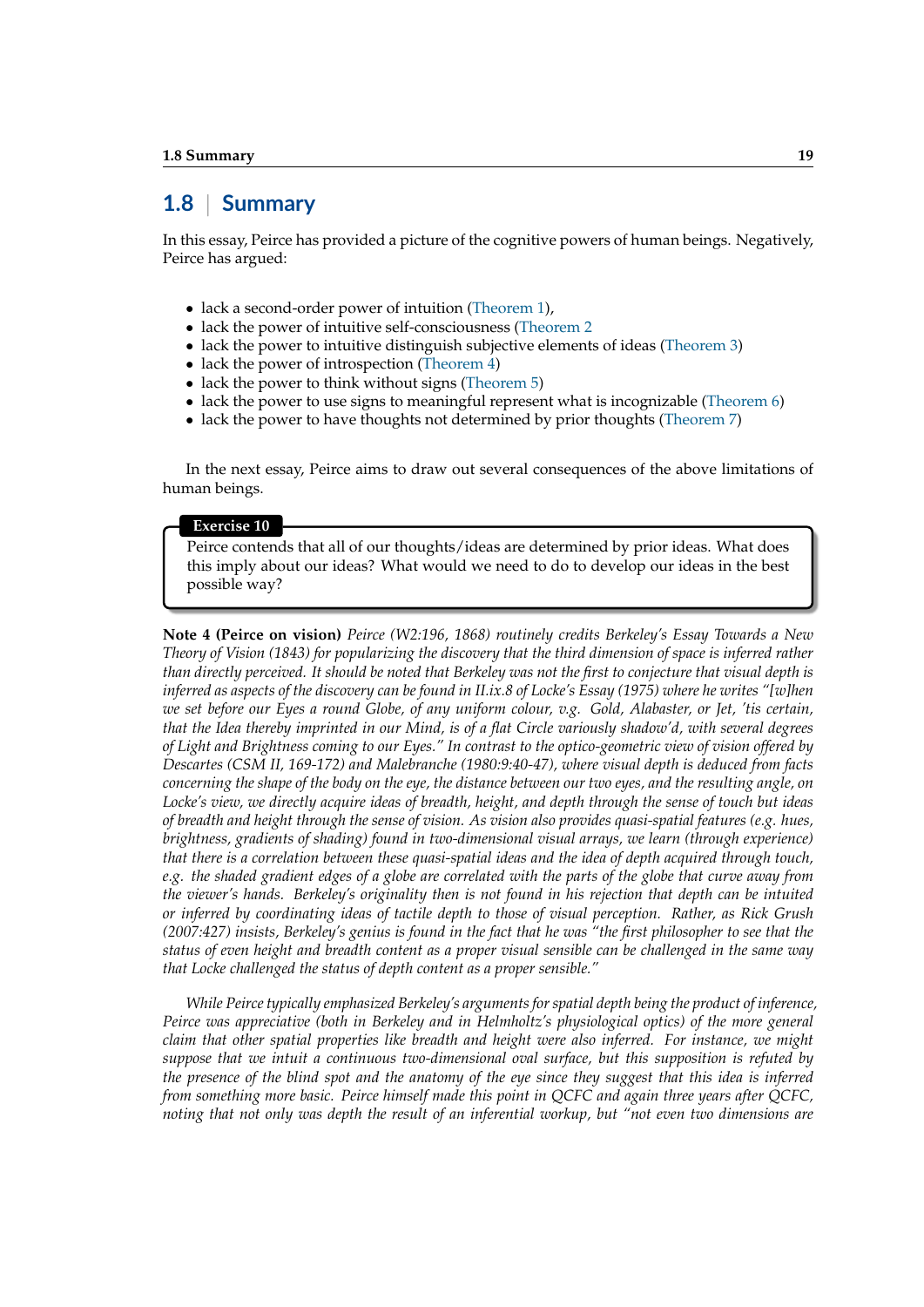## 1.8 Summary

In this essay, Peirce has provided a picture of the cognitive powers of human beings. Negatively, Peirce has argued:

- lack a second-order power of intuition (Theorem 1),
- lack the power of intuitive self-consciousness (Theorem 2
- lack the power to intuitive distinguish subjective elements of ideas (Theorem 3)
- lack the power of introspection (Theorem 4)
- lack the power to think without signs (Theorem 5)
- lack the power to use signs to meaningful represent what is incognizable (Theorem 6)
- lack the power to have thoughts not determined by prior thoughts (Theorem 7)

In the next essay, Peirce aims to draw out several consequences of the above limitations of human beings.

**Exercise 10**

Peirce contends that all of our thoughts/ideas are determined by prior ideas. What does this imply about our ideas? What would we need to do to develop our ideas in the best possible way?

**Note 4 (Peirce on vision)** *Peirce (W2:196, 1868) routinely credits Berkeley's Essay Towards a New Theory of Vision (1843) for popularizing the discovery that the third dimension of space is inferred rather than directly perceived. It should be noted that Berkeley was not the first to conjecture that visual depth is inferred as aspects of the discovery can be found in II.ix.8 of Locke's Essay (1975) where he writes "[w]hen we set before our Eyes a round Globe, of any uniform colour, v.g. Gold, Alabaster, or Jet, 'tis certain, that the Idea thereby imprinted in our Mind, is of a flat Circle variously shadow'd, with several degrees of Light and Brightness coming to our Eyes." In contrast to the optico-geometric view of vision offered by Descartes (CSM II, 169-172) and Malebranche (1980:9:40-47), where visual depth is deduced from facts concerning the shape of the body on the eye, the distance between our two eyes, and the resulting angle, on Locke's view, we directly acquire ideas of breadth, height, and depth through the sense of touch but ideas of breadth and height through the sense of vision. As vision also provides quasi-spatial features (e.g. hues, brightness, gradients of shading) found in two-dimensional visual arrays, we learn (through experience) that there is a correlation between these quasi-spatial ideas and the idea of depth acquired through touch, e.g. the shaded gradient edges of a globe are correlated with the parts of the globe that curve away from the viewer's hands. Berkeley's originality then is not found in his rejection that depth can be intuited or inferred by coordinating ideas of tactile depth to those of visual perception. Rather, as Rick Grush (2007:427) insists, Berkeley's genius is found in the fact that he was "the first philosopher to see that the status of even height and breadth content as a proper visual sensible can be challenged in the same way that Locke challenged the status of depth content as a proper sensible."*

*While Peirce typically emphasized Berkeley's arguments for spatial depth being the product of inference, Peirce was appreciative (both in Berkeley and in Helmholtz's physiological optics) of the more general claim that other spatial properties like breadth and height were also inferred. For instance, we might suppose that we intuit a continuous two-dimensional oval surface, but this supposition is refuted by the presence of the blind spot and the anatomy of the eye since they suggest that this idea is inferred from something more basic. Peirce himself made this point in QCFC and again three years after QCFC, noting that not only was depth the result of an inferential workup, but "not even two dimensions are*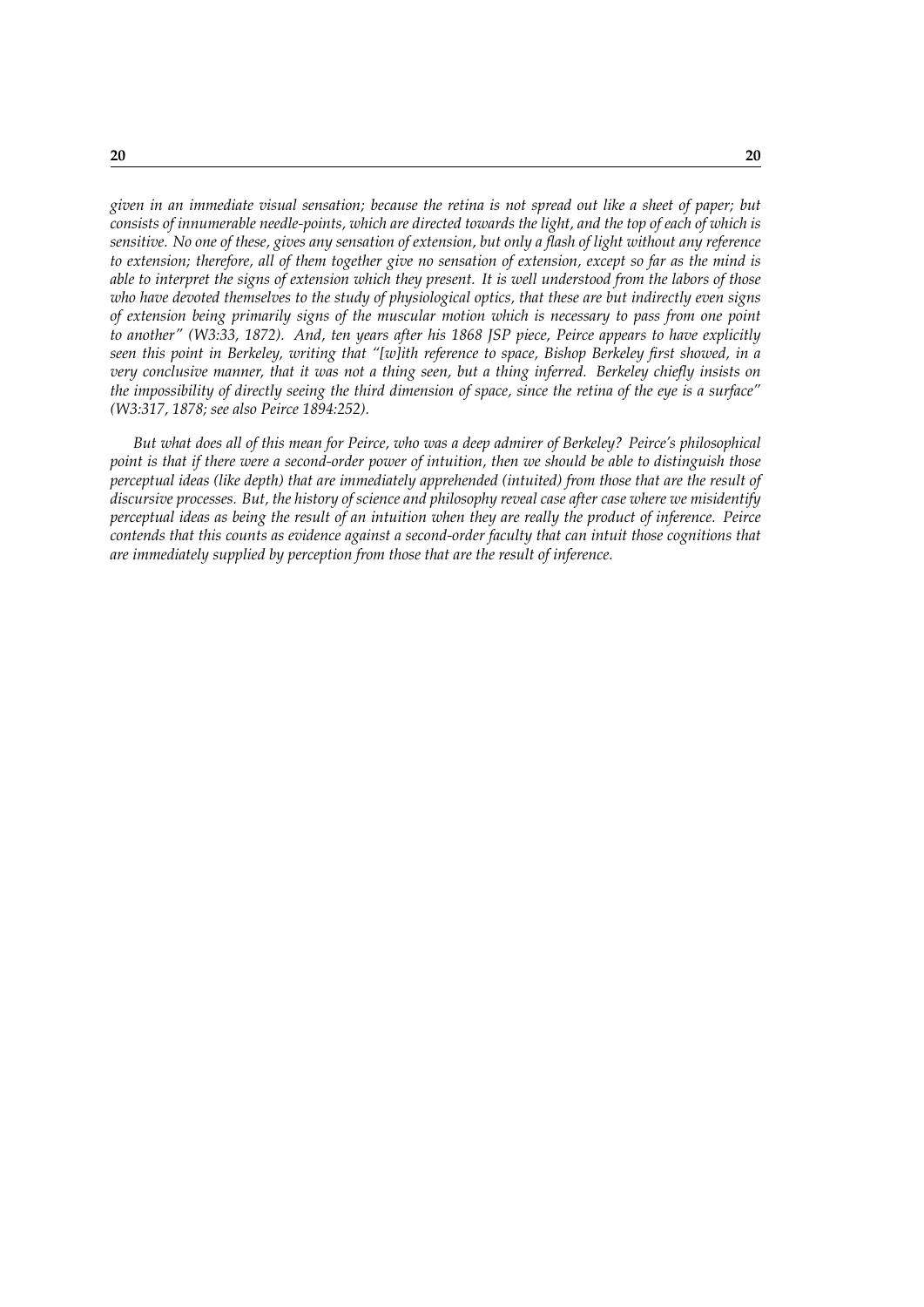*given in an immediate visual sensation; because the retina is not spread out like a sheet of paper; but consists of innumerable needle-points, which are directed towards the light, and the top of each of which is sensitive. No one of these, gives any sensation of extension, but only a flash of light without any reference to extension; therefore, all of them together give no sensation of extension, except so far as the mind is able to interpret the signs of extension which they present. It is well understood from the labors of those who have devoted themselves to the study of physiological optics, that these are but indirectly even signs of extension being primarily signs of the muscular motion which is necessary to pass from one point to another" (W3:33, 1872). And, ten years after his 1868 JSP piece, Peirce appears to have explicitly seen this point in Berkeley, writing that "[w]ith reference to space, Bishop Berkeley first showed, in a very conclusive manner, that it was not a thing seen, but a thing inferred. Berkeley chiefly insists on the impossibility of directly seeing the third dimension of space, since the retina of the eye is a surface" (W3:317, 1878; see also Peirce 1894:252).*

*But what does all of this mean for Peirce, who was a deep admirer of Berkeley? Peirce's philosophical point is that if there were a second-order power of intuition, then we should be able to distinguish those perceptual ideas (like depth) that are immediately apprehended (intuited) from those that are the result of discursive processes. But, the history of science and philosophy reveal case after case where we misidentify perceptual ideas as being the result of an intuition when they are really the product of inference. Peirce contends that this counts as evidence against a second-order faculty that can intuit those cognitions that are immediately supplied by perception from those that are the result of inference.*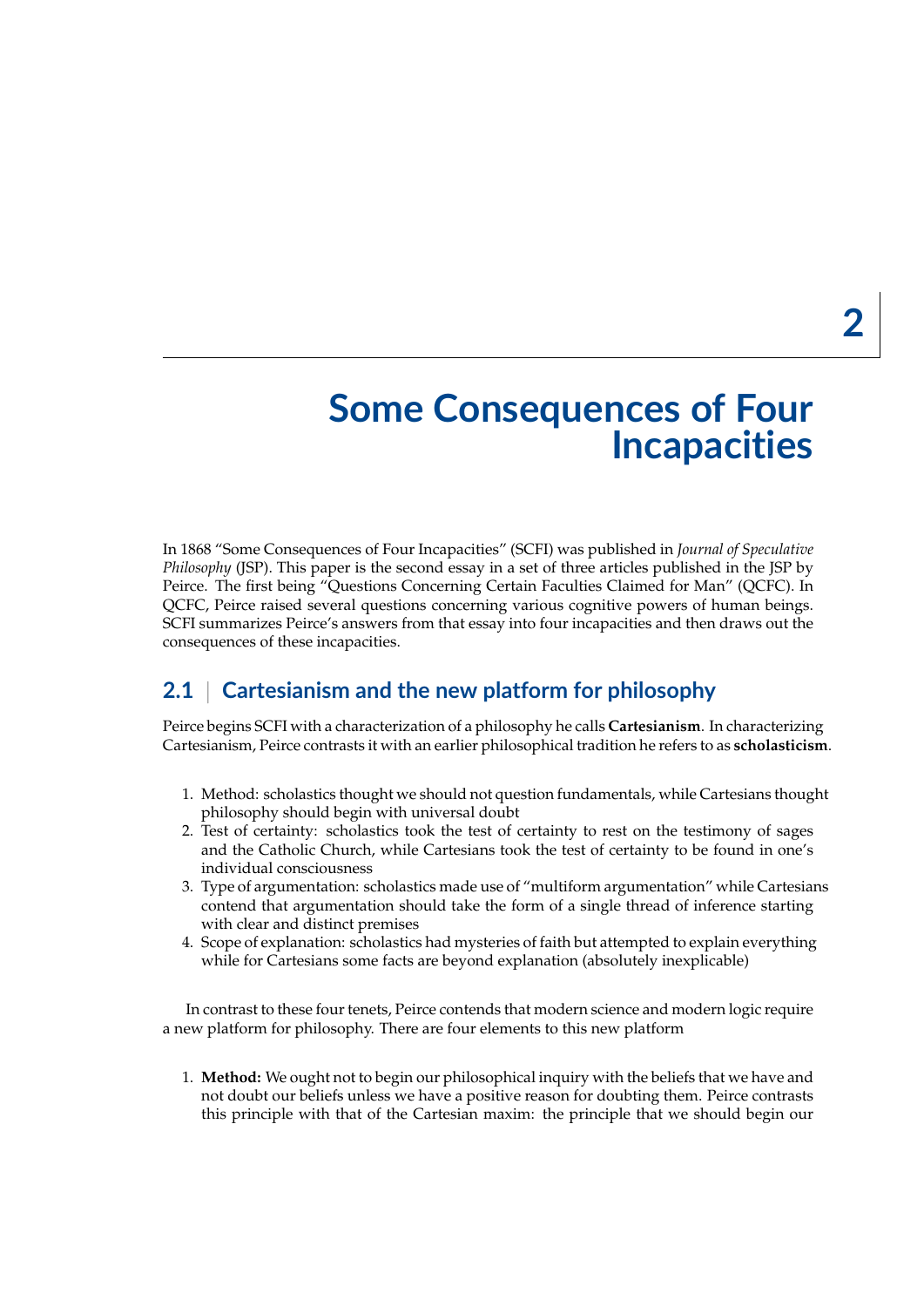# 2 Some Consequences of Four Incapacities

In 1868 "Some Consequences of Four Incapacities" (SCFI) was published in *Journal of Speculative Philosophy* (JSP). This paper is the second essay in a set of three articles published in the JSP by Peirce. The first being "Questions Concerning Certain Faculties Claimed for Man" (QCFC). In QCFC, Peirce raised several questions concerning various cognitive powers of human beings. SCFI summarizes Peirce's answers from that essay into four incapacities and then draws out the consequences of these incapacities.

## 2.1 | Cartesianism and the new platform for philosophy

Peirce begins SCFI with a characterization of a philosophy he calls **Cartesianism**. In characterizing Cartesianism, Peirce contrasts it with an earlier philosophical tradition he refers to as **scholasticism**.

1. Method: scholastics thought we should not question fundamentals, while Cartesians thought philosophy should begin with universal doubt
2. Test of certainty: scholastics took the test of certainty to rest on the testimony of sages and the Catholic Church, while Cartesians took the test of certainty to be found in one's individual consciousness
3. Type of argumentation: scholastics made use of "multiform argumentation" while Cartesians contend that argumentation should take the form of a single thread of inference starting with clear and distinct premises
4. Scope of explanation: scholastics had mysteries of faith but attempted to explain everything while for Cartesians some facts are beyond explanation (absolutely inexplicable)

In contrast to these four tenets, Peirce contends that modern science and modern logic require a new platform for philosophy. There are four elements to this new platform

1. **Method:** We ought not to begin our philosophical inquiry with the beliefs that we have and not doubt our beliefs unless we have a positive reason for doubting them. Peirce contrasts this principle with that of the Cartesian maxim: the principle that we should begin our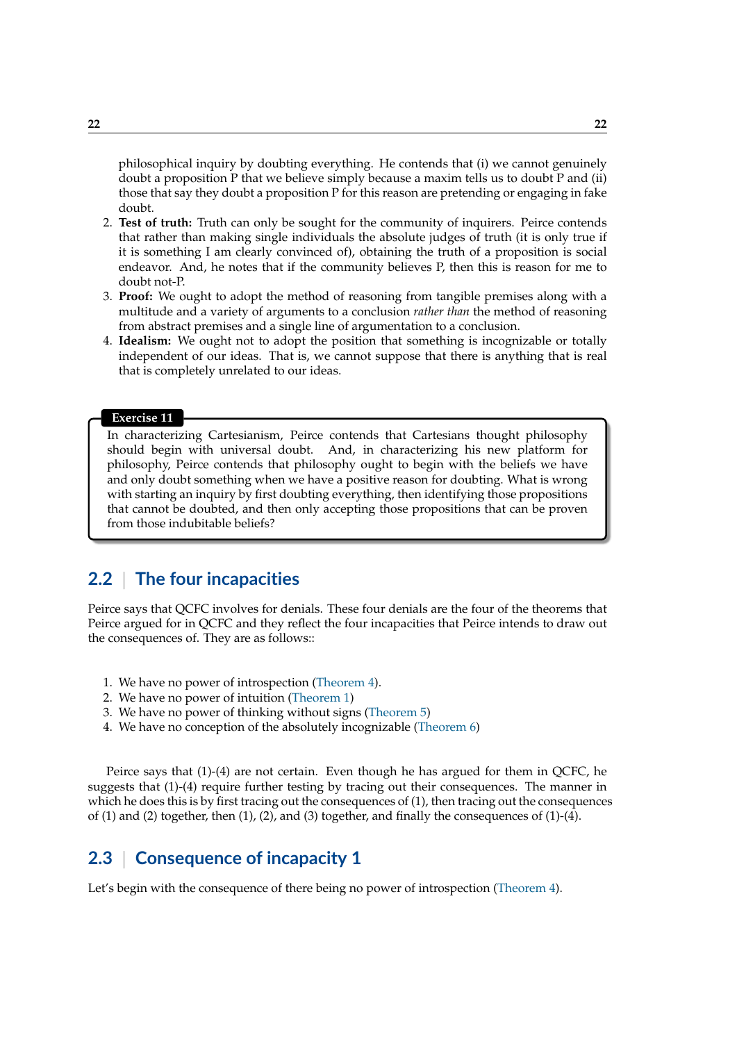philosophical inquiry by doubting everything. He contends that (i) we cannot genuinely doubt a proposition P that we believe simply because a maxim tells us to doubt P and (ii) those that say they doubt a proposition P for this reason are pretending or engaging in fake doubt.

2. **Test of truth:** Truth can only be sought for the community of inquirers. Peirce contends that rather than making single individuals the absolute judges of truth (it is only true if it is something I am clearly convinced of), obtaining the truth of a proposition is social endeavor. And, he notes that if the community believes P, then this is reason for me to doubt not-P.
3. **Proof:** We ought to adopt the method of reasoning from tangible premises along with a multitude and a variety of arguments to a conclusion *rather than* the method of reasoning from abstract premises and a single line of argumentation to a conclusion.
4. **Idealism:** We ought not to adopt the position that something is incognizable or totally independent of our ideas. That is, we cannot suppose that there is anything that is real that is completely unrelated to our ideas.

**Exercise 11**

In characterizing Cartesianism, Peirce contends that Cartesians thought philosophy should begin with universal doubt. And, in characterizing his new platform for philosophy, Peirce contends that philosophy ought to begin with the beliefs we have and only doubt something when we have a positive reason for doubting. What is wrong with starting an inquiry by first doubting everything, then identifying those propositions that cannot be doubted, and then only accepting those propositions that can be proven from those indubitable beliefs?

## 2.2 | The four incapacities

Peirce says that QCFC involves for denials. These four denials are the four of the theorems that Peirce argued for in QCFC and they reflect the four incapacities that Peirce intends to draw out the consequences of. They are as follows::

1. We have no power of introspection (Theorem 4).
2. We have no power of intuition (Theorem 1)
3. We have no power of thinking without signs (Theorem 5)
4. We have no conception of the absolutely incognizable (Theorem 6)

Peirce says that (1)-(4) are not certain. Even though he has argued for them in QCFC, he suggests that (1)-(4) require further testing by tracing out their consequences. The manner in which he does this is by first tracing out the consequences of (1), then tracing out the consequences of (1) and (2) together, then (1), (2), and (3) together, and finally the consequences of (1)-(4).

## 2.3 | Consequence of incapacity 1

Let's begin with the consequence of there being no power of introspection (Theorem 4).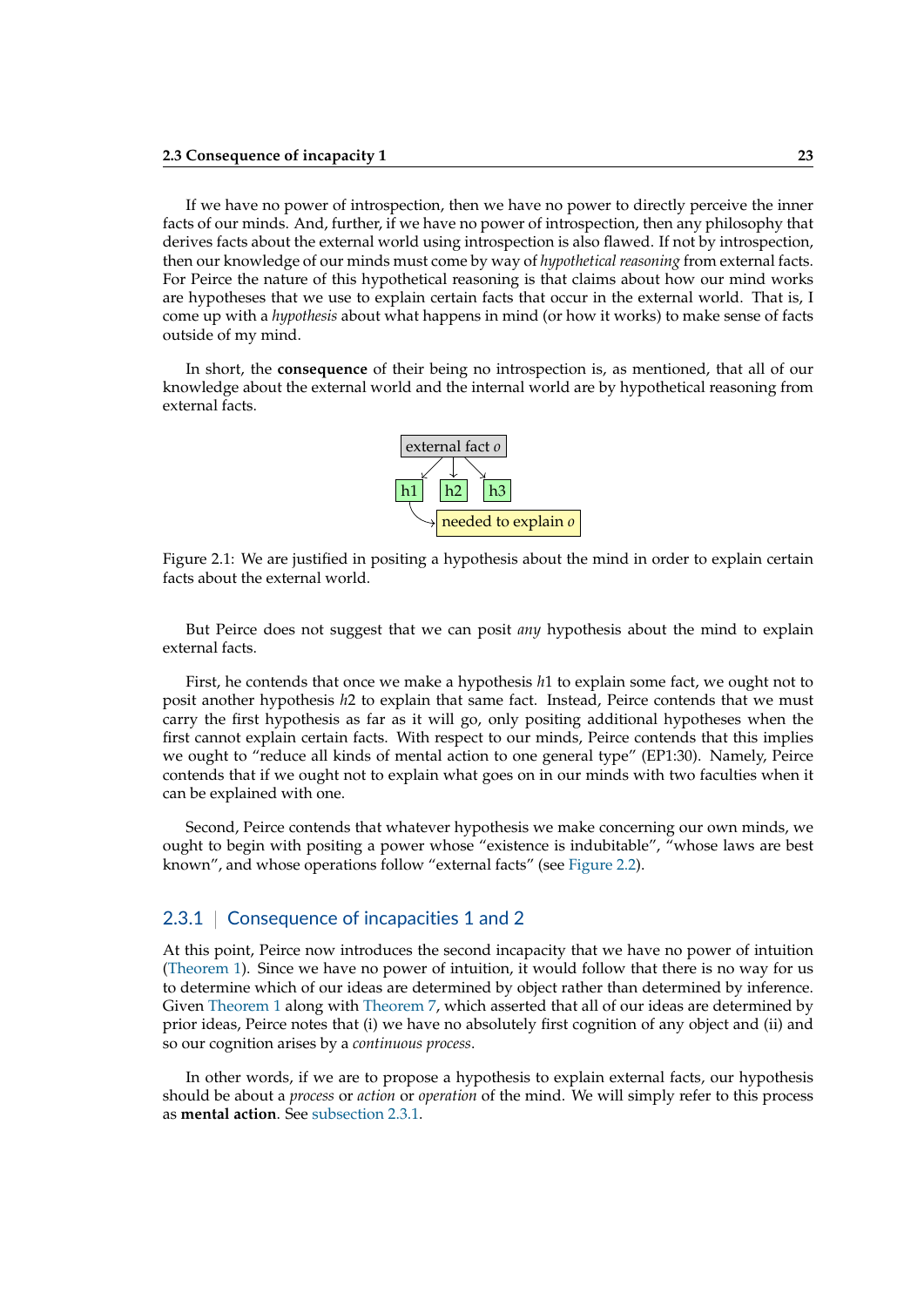If we have no power of introspection, then we have no power to directly perceive the inner facts of our minds. And, further, if we have no power of introspection, then any philosophy that derives facts about the external world using introspection is also flawed. If not by introspection, then our knowledge of our minds must come by way of *hypothetical reasoning* from external facts. For Peirce the nature of this hypothetical reasoning is that claims about how our mind works are hypotheses that we use to explain certain facts that occur in the external world. That is, I come up with a *hypothesis* about what happens in mind (or how it works) to make sense of facts outside of my mind.

In short, the **consequence** of their being no introspection is, as mentioned, that all of our knowledge about the external world and the internal world are by hypothetical reasoning from external facts.

external fact $o$

h1 h2 h3

needed to explain $o$

Figure 2.1: We are justified in positing a hypothesis about the mind in order to explain certain facts about the external world.

But Peirce does not suggest that we can posit *any* hypothesis about the mind to explain external facts.

First, he contends that once we make a hypothesis $h1$ to explain some fact, we ought not to posit another hypothesis $h2$ to explain that same fact. Instead, Peirce contends that we must carry the first hypothesis as far as it will go, only positing additional hypotheses when the first cannot explain certain facts. With respect to our minds, Peirce contends that this implies we ought to "reduce all kinds of mental action to one general type" (EP1:30). Namely, Peirce contends that if we ought not to explain what goes on in our minds with two faculties when it can be explained with one.

Second, Peirce contends that whatever hypothesis we make concerning our own minds, we ought to begin with positing a power whose "existence is indubitable", "whose laws are best known", and whose operations follow "external facts" (see Figure 2.2).

### 2.3.1 | Consequence of incapacities 1 and 2

At this point, Peirce now introduces the second incapacity that we have no power of intuition (Theorem 1). Since we have no power of intuition, it would follow that there is no way for us to determine which of our ideas are determined by object rather than determined by inference. Given Theorem 1 along with Theorem 7, which asserted that all of our ideas are determined by prior ideas, Peirce notes that (i) we have no absolutely first cognition of any object and (ii) and so our cognition arises by a *continuous process*.

In other words, if we are to propose a hypothesis to explain external facts, our hypothesis should be about a *process* or *action* or *operation* of the mind. We will simply refer to this process as **mental action**. See subsection 2.3.1.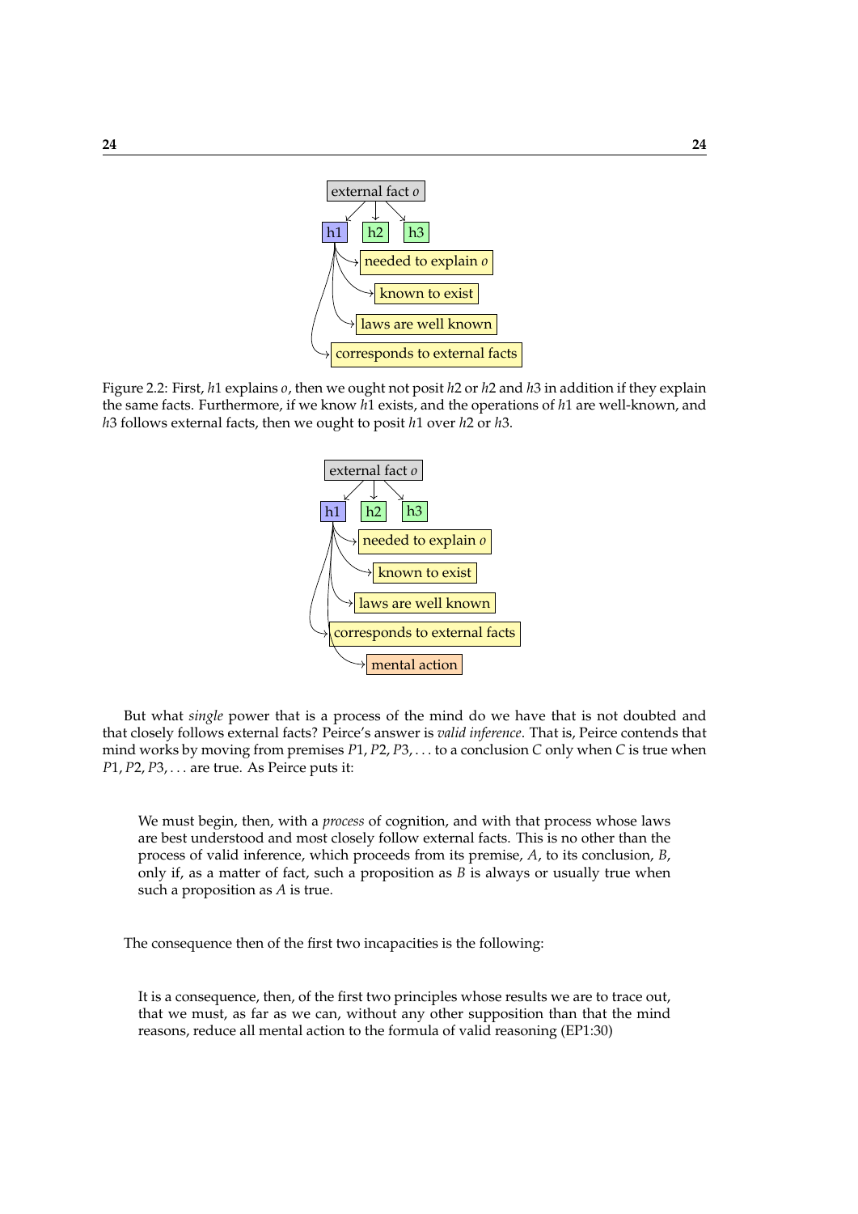external fact $o$

h1 h2 h3

needed to explain $o$

known to exist

laws are well known

corresponds to external facts

Figure 2.2: First, $h1$ explains $o$, then we ought not posit $h2$ or $h2$ and $h3$ in addition if they explain the same facts. Furthermore, if we know $h1$ exists, and the operations of $h1$ are well-known, and $h3$ follows external facts, then we ought to posit $h1$ over $h2$ or $h3$.

external fact $o$

h1 h2 h3

needed to explain $o$

known to exist

laws are well known

corresponds to external facts

mental action

But what *single* power that is a process of the mind do we have that is not doubted and that closely follows external facts? Peirce's answer is *valid inference*. That is, Peirce contends that mind works by moving from premises $P1, P2, P3, \ldots$ to a conclusion $C$ only when $C$ is true when $P1, P2, P3, \ldots$ are true. As Peirce puts it:

> We must begin, then, with a *process* of cognition, and with that process whose laws are best understood and most closely follow external facts. This is no other than the process of valid inference, which proceeds from its premise, $A$, to its conclusion, $B$, only if, as a matter of fact, such a proposition as $B$ is always or usually true when such a proposition as $A$ is true.

The consequence then of the first two incapacities is the following:

> It is a consequence, then, of the first two principles whose results we are to trace out, that we must, as far as we can, without any other supposition than that the mind reasons, reduce all mental action to the formula of valid reasoning (EP1:30)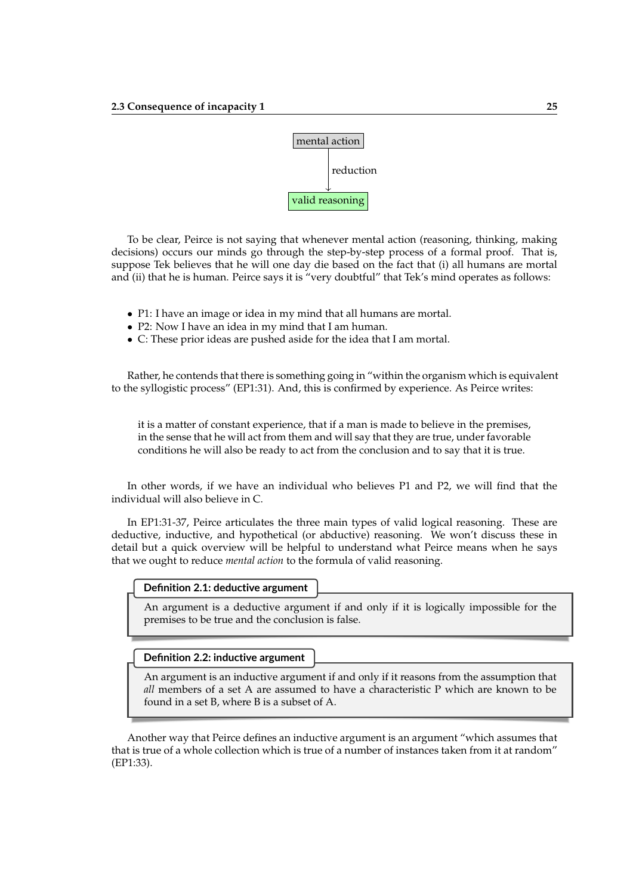mental action

↓ reduction

valid reasoning

To be clear, Peirce is not saying that whenever mental action (reasoning, thinking, making decisions) occurs our minds go through the step-by-step process of a formal proof. That is, suppose Tek believes that he will one day die based on the fact that (i) all humans are mortal and (ii) that he is human. Peirce says it is "very doubtful" that Tek's mind operates as follows:

- P1: I have an image or idea in my mind that all humans are mortal.
- P2: Now I have an idea in my mind that I am human.
- C: These prior ideas are pushed aside for the idea that I am mortal.

Rather, he contends that there is something going in "within the organism which is equivalent to the syllogistic process" (EP1:31). And, this is confirmed by experience. As Peirce writes:

> it is a matter of constant experience, that if a man is made to believe in the premises, in the sense that he will act from them and will say that they are true, under favorable conditions he will also be ready to act from the conclusion and to say that it is true.

In other words, if we have an individual who believes P1 and P2, we will find that the individual will also believe in C.

In EP1:31-37, Peirce articulates the three main types of valid logical reasoning. These are deductive, inductive, and hypothetical (or abductive) reasoning. We won't discuss these in detail but a quick overview will be helpful to understand what Peirce means when he says that we ought to reduce *mental action* to the formula of valid reasoning.

**Definition 2.1: deductive argument**

An argument is a deductive argument if and only if it is logically impossible for the premises to be true and the conclusion is false.

**Definition 2.2: inductive argument**

An argument is an inductive argument if and only if it reasons from the assumption that *all* members of a set A are assumed to have a characteristic P which are known to be found in a set B, where B is a subset of A.

Another way that Peirce defines an inductive argument is an argument "which assumes that that is true of a whole collection which is true of a number of instances taken from it at random" (EP1:33).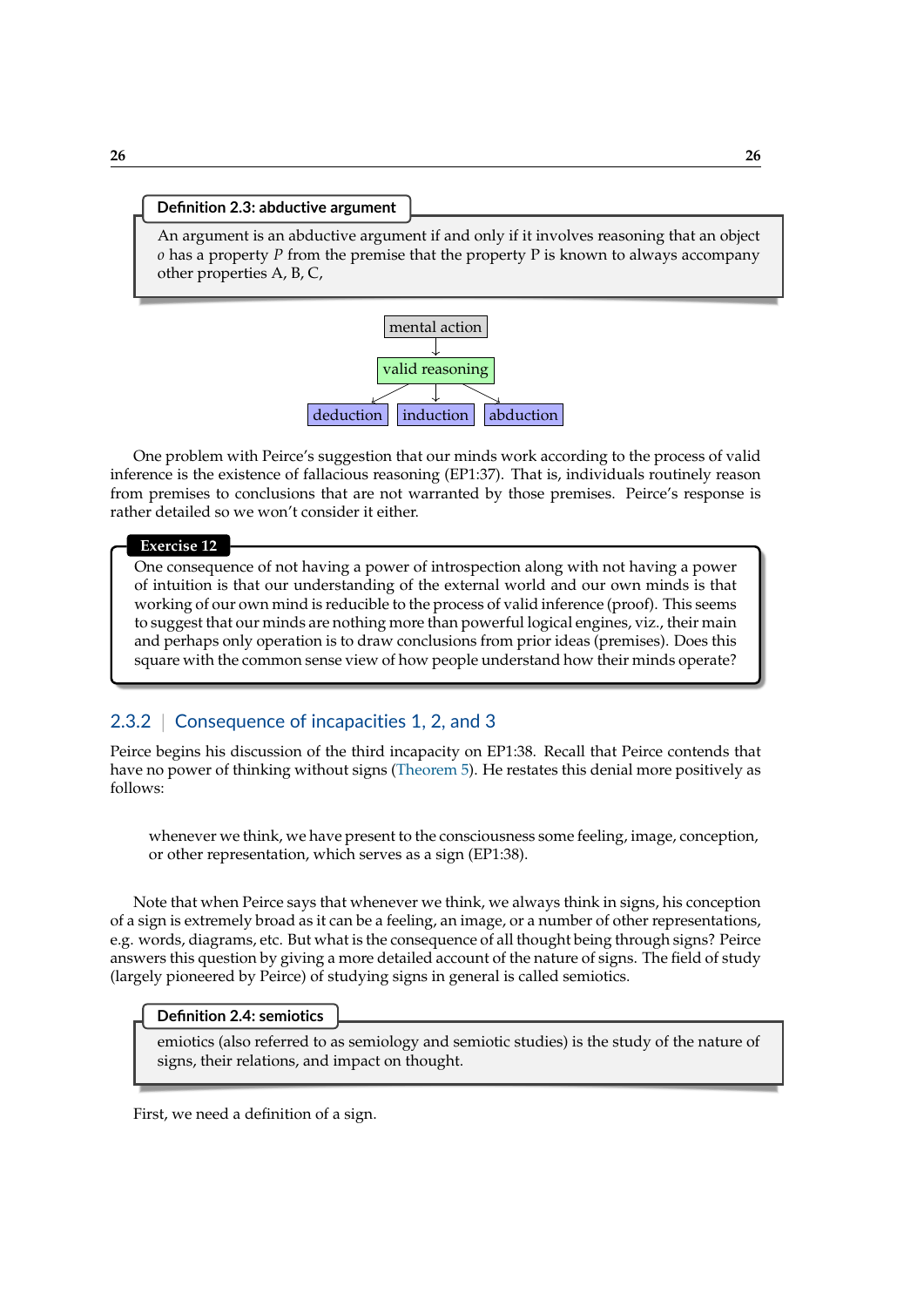**Definition 2.3: abductive argument**

An argument is an abductive argument if and only if it involves reasoning that an object $o$ has a property $P$ from the premise that the property P is known to always accompany other properties A, B, C,

mental action
↓
valid reasoning
↙ ↓ ↘
deduction | induction | abduction

One problem with Peirce's suggestion that our minds work according to the process of valid inference is the existence of fallacious reasoning (EP1:37). That is, individuals routinely reason from premises to conclusions that are not warranted by those premises. Peirce's response is rather detailed so we won't consider it either.

**Exercise 12**

One consequence of not having a power of introspection along with not having a power of intuition is that our understanding of the external world and our own minds is that working of our own mind is reducible to the process of valid inference (proof). This seems to suggest that our minds are nothing more than powerful logical engines, viz., their main and perhaps only operation is to draw conclusions from prior ideas (premises). Does this square with the common sense view of how people understand how their minds operate?

### 2.3.2 | Consequence of incapacities 1, 2, and 3

Peirce begins his discussion of the third incapacity on EP1:38. Recall that Peirce contends that have no power of thinking without signs (Theorem 5). He restates this denial more positively as follows:

> whenever we think, we have present to the consciousness some feeling, image, conception, or other representation, which serves as a sign (EP1:38).

Note that when Peirce says that whenever we think, we always think in signs, his conception of a sign is extremely broad as it can be a feeling, an image, or a number of other representations, e.g. words, diagrams, etc. But what is the consequence of all thought being through signs? Peirce answers this question by giving a more detailed account of the nature of signs. The field of study (largely pioneered by Peirce) of studying signs in general is called semiotics.

**Definition 2.4: semiotics**

emiotics (also referred to as semiology and semiotic studies) is the study of the nature of signs, their relations, and impact on thought.

First, we need a definition of a sign.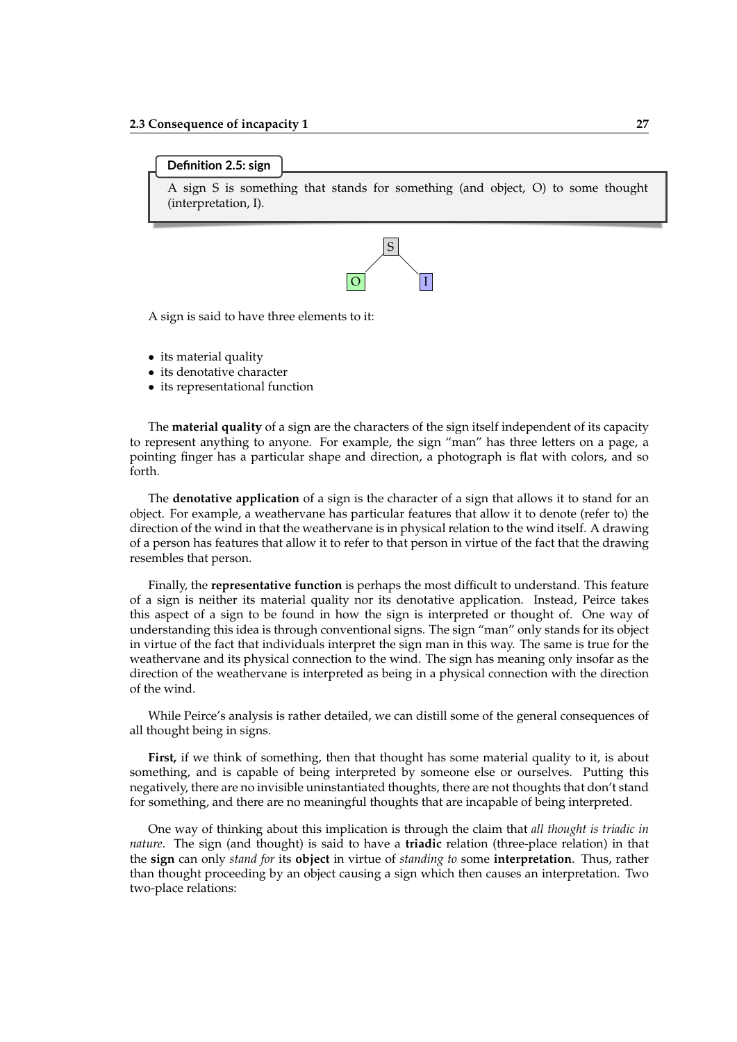**Definition 2.5: sign**

A sign S is something that stands for something (and object, O) to some thought (interpretation, I).

```
      S
     / \
    O   I
```

A sign is said to have three elements to it:

- its material quality
- its denotative character
- its representational function

The **material quality** of a sign are the characters of the sign itself independent of its capacity to represent anything to anyone. For example, the sign "man" has three letters on a page, a pointing finger has a particular shape and direction, a photograph is flat with colors, and so forth.

The **denotative application** of a sign is the character of a sign that allows it to stand for an object. For example, a weathervane has particular features that allow it to denote (refer to) the direction of the wind in that the weathervane is in physical relation to the wind itself. A drawing of a person has features that allow it to refer to that person in virtue of the fact that the drawing resembles that person.

Finally, the **representative function** is perhaps the most difficult to understand. This feature of a sign is neither its material quality nor its denotative application. Instead, Peirce takes this aspect of a sign to be found in how the sign is interpreted or thought of. One way of understanding this idea is through conventional signs. The sign "man" only stands for its object in virtue of the fact that individuals interpret the sign man in this way. The same is true for the weathervane and its physical connection to the wind. The sign has meaning only insofar as the direction of the weathervane is interpreted as being in a physical connection with the direction of the wind.

While Peirce's analysis is rather detailed, we can distill some of the general consequences of all thought being in signs.

**First,** if we think of something, then that thought has some material quality to it, is about something, and is capable of being interpreted by someone else or ourselves. Putting this negatively, there are no invisible uninstantiated thoughts, there are not thoughts that don't stand for something, and there are no meaningful thoughts that are incapable of being interpreted.

One way of thinking about this implication is through the claim that *all thought is triadic in nature*. The sign (and thought) is said to have a **triadic** relation (three-place relation) in that the **sign** can only *stand for* its **object** in virtue of *standing to* some **interpretation**. Thus, rather than thought proceeding by an object causing a sign which then causes an interpretation. Two two-place relations: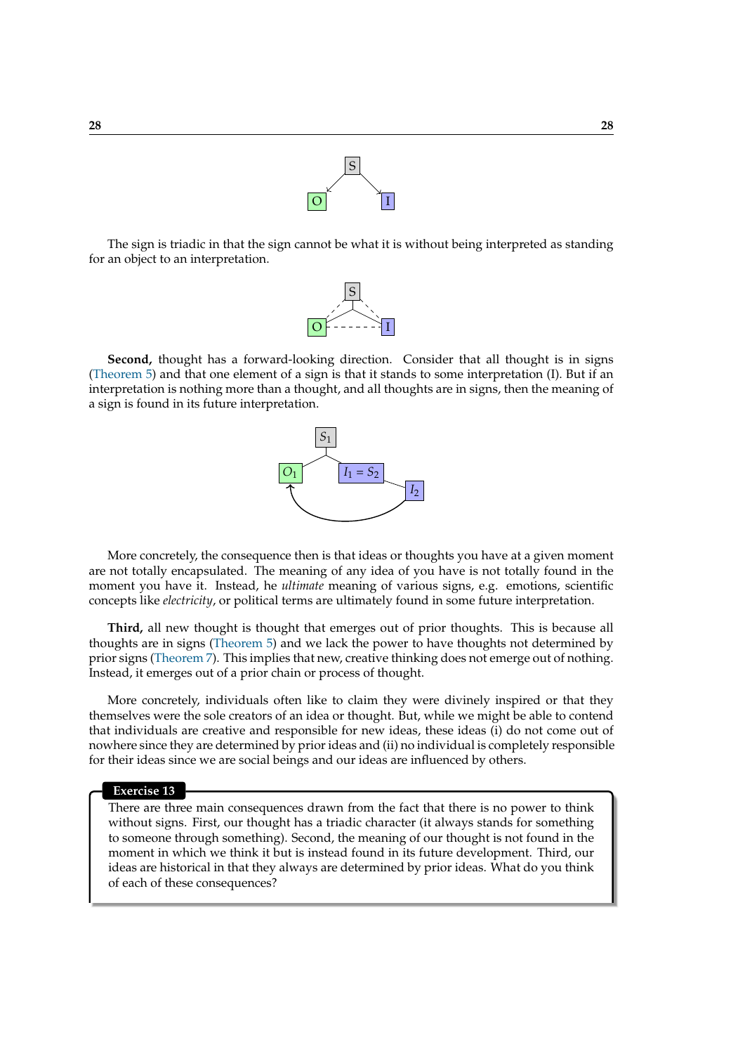The sign is triadic in that the sign cannot be what it is without being interpreted as standing for an object to an interpretation.

**Second,** thought has a forward-looking direction. Consider that all thought is in signs (Theorem 5) and that one element of a sign is that it stands to some interpretation (I). But if an interpretation is nothing more than a thought, and all thoughts are in signs, then the meaning of a sign is found in its future interpretation.

More concretely, the consequence then is that ideas or thoughts you have at a given moment are not totally encapsulated. The meaning of any idea of you have is not totally found in the moment you have it. Instead, he *ultimate* meaning of various signs, e.g. emotions, scientific concepts like *electricity*, or political terms are ultimately found in some future interpretation.

**Third,** all new thought is thought that emerges out of prior thoughts. This is because all thoughts are in signs (Theorem 5) and we lack the power to have thoughts not determined by prior signs (Theorem 7). This implies that new, creative thinking does not emerge out of nothing. Instead, it emerges out of a prior chain or process of thought.

More concretely, individuals often like to claim they were divinely inspired or that they themselves were the sole creators of an idea or thought. But, while we might be able to contend that individuals are creative and responsible for new ideas, these ideas (i) do not come out of nowhere since they are determined by prior ideas and (ii) no individual is completely responsible for their ideas since we are social beings and our ideas are influenced by others.

**Exercise 13**

There are three main consequences drawn from the fact that there is no power to think without signs. First, our thought has a triadic character (it always stands for something to someone through something). Second, the meaning of our thought is not found in the moment in which we think it but is instead found in its future development. Third, our ideas are historical in that they always are determined by prior ideas. What do you think of each of these consequences?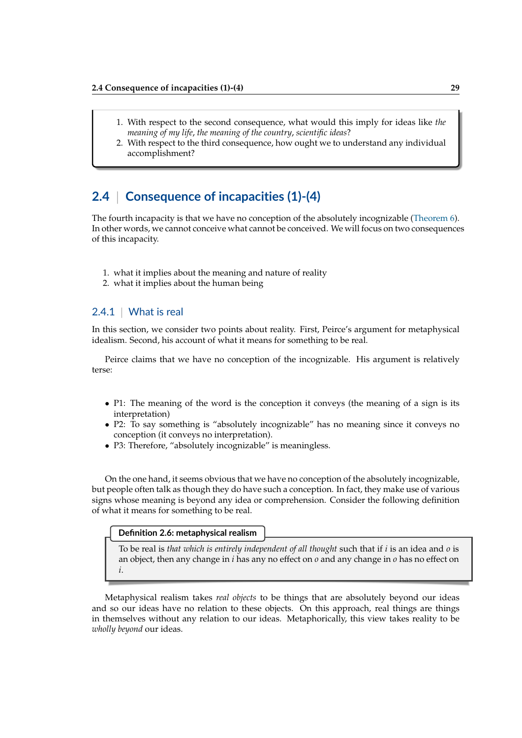1. With respect to the second consequence, what would this imply for ideas like *the meaning of my life*, *the meaning of the country*, *scientific ideas*?
2. With respect to the third consequence, how ought we to understand any individual accomplishment?

## 2.4 | Consequence of incapacities (1)-(4)

The fourth incapacity is that we have no conception of the absolutely incognizable (Theorem 6). In other words, we cannot conceive what cannot be conceived. We will focus on two consequences of this incapacity.

1. what it implies about the meaning and nature of reality
2. what it implies about the human being

### 2.4.1 | What is real

In this section, we consider two points about reality. First, Peirce's argument for metaphysical idealism. Second, his account of what it means for something to be real.

Peirce claims that we have no conception of the incognizable. His argument is relatively terse:

- P1: The meaning of the word is the conception it conveys (the meaning of a sign is its interpretation)
- P2: To say something is "absolutely incognizable" has no meaning since it conveys no conception (it conveys no interpretation).
- P3: Therefore, "absolutely incognizable" is meaningless.

On the one hand, it seems obvious that we have no conception of the absolutely incognizable, but people often talk as though they do have such a conception. In fact, they make use of various signs whose meaning is beyond any idea or comprehension. Consider the following definition of what it means for something to be real.

**Definition 2.6: metaphysical realism**

To be real is *that which is entirely independent of all thought* such that if $i$ is an idea and $o$ is an object, then any change in $i$ has any no effect on $o$ and any change in $o$ has no effect on $i$.

Metaphysical realism takes *real objects* to be things that are absolutely beyond our ideas and so our ideas have no relation to these objects. On this approach, real things are things in themselves without any relation to our ideas. Metaphorically, this view takes reality to be *wholly beyond* our ideas.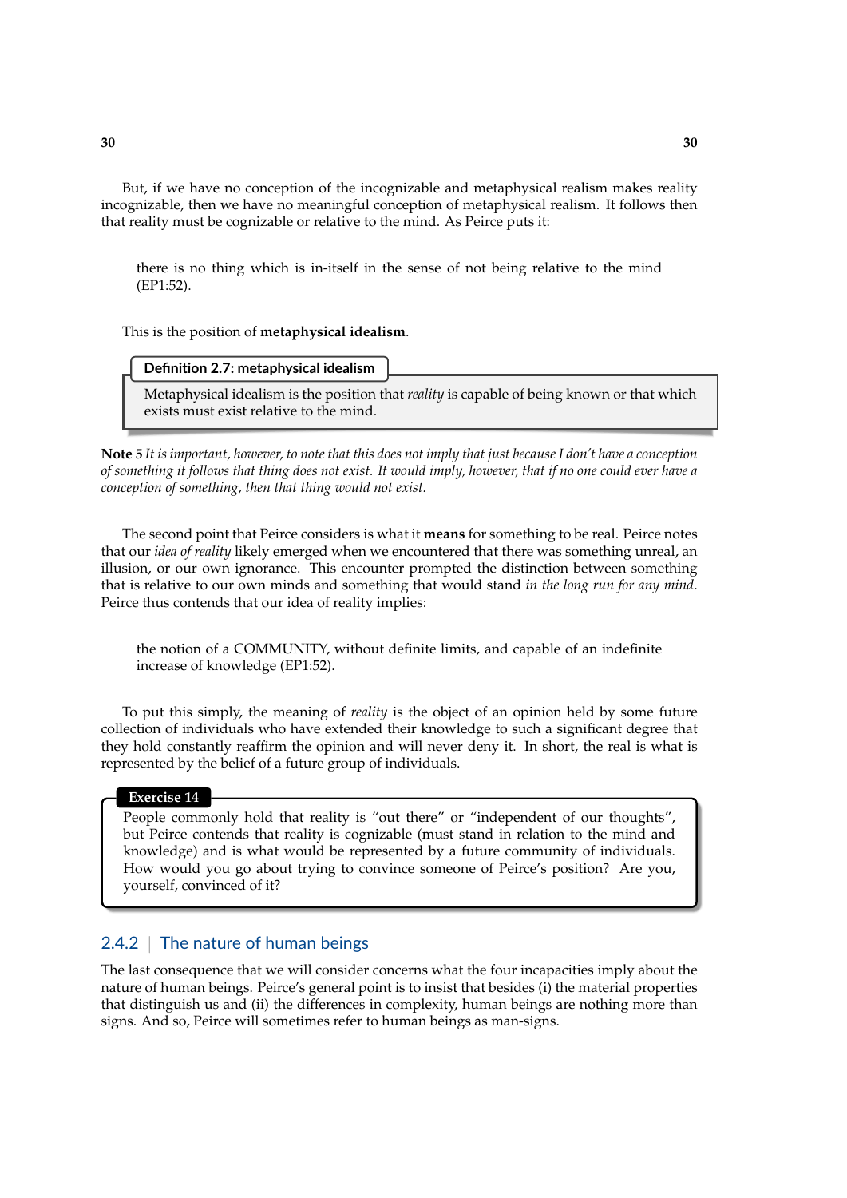But, if we have no conception of the incognizable and metaphysical realism makes reality incognizable, then we have no meaningful conception of metaphysical realism. It follows then that reality must be cognizable or relative to the mind. As Peirce puts it:

> there is no thing which is in-itself in the sense of not being relative to the mind (EP1:52).

This is the position of **metaphysical idealism**.

**Definition 2.7: metaphysical idealism**

Metaphysical idealism is the position that *reality* is capable of being known or that which exists must exist relative to the mind.

**Note 5** *It is important, however, to note that this does not imply that just because I don't have a conception of something it follows that thing does not exist. It would imply, however, that if no one could ever have a conception of something, then that thing would not exist.*

The second point that Peirce considers is what it **means** for something to be real. Peirce notes that our *idea of reality* likely emerged when we encountered that there was something unreal, an illusion, or our own ignorance. This encounter prompted the distinction between something that is relative to our own minds and something that would stand *in the long run for any mind*. Peirce thus contends that our idea of reality implies:

> the notion of a COMMUNITY, without definite limits, and capable of an indefinite increase of knowledge (EP1:52).

To put this simply, the meaning of *reality* is the object of an opinion held by some future collection of individuals who have extended their knowledge to such a significant degree that they hold constantly reaffirm the opinion and will never deny it. In short, the real is what is represented by the belief of a future group of individuals.

**Exercise 14**

People commonly hold that reality is "out there" or "independent of our thoughts", but Peirce contends that reality is cognizable (must stand in relation to the mind and knowledge) and is what would be represented by a future community of individuals. How would you go about trying to convince someone of Peirce's position? Are you, yourself, convinced of it?

### 2.4.2 | The nature of human beings

The last consequence that we will consider concerns what the four incapacities imply about the nature of human beings. Peirce's general point is to insist that besides (i) the material properties that distinguish us and (ii) the differences in complexity, human beings are nothing more than signs. And so, Peirce will sometimes refer to human beings as man-signs.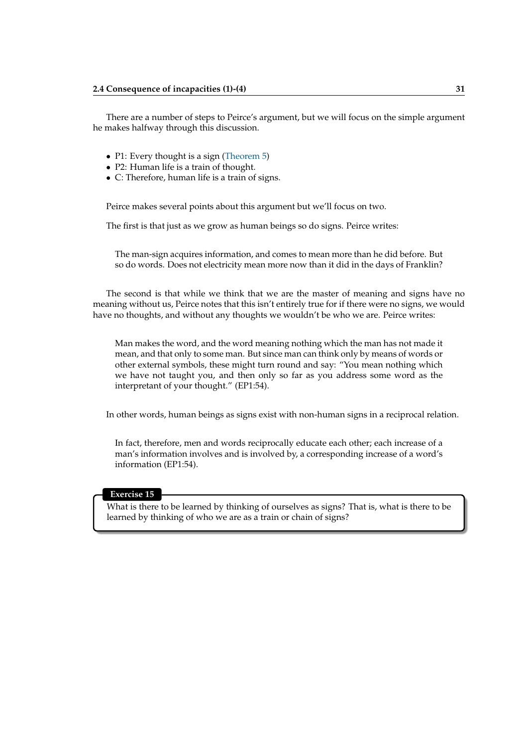There are a number of steps to Peirce's argument, but we will focus on the simple argument he makes halfway through this discussion.

- P1: Every thought is a sign (Theorem 5)
- P2: Human life is a train of thought.
- C: Therefore, human life is a train of signs.

Peirce makes several points about this argument but we'll focus on two.

The first is that just as we grow as human beings so do signs. Peirce writes:

> The man-sign acquires information, and comes to mean more than he did before. But so do words. Does not electricity mean more now than it did in the days of Franklin?

The second is that while we think that we are the master of meaning and signs have no meaning without us, Peirce notes that this isn't entirely true for if there were no signs, we would have no thoughts, and without any thoughts we wouldn't be who we are. Peirce writes:

> Man makes the word, and the word meaning nothing which the man has not made it mean, and that only to some man. But since man can think only by means of words or other external symbols, these might turn round and say: "You mean nothing which we have not taught you, and then only so far as you address some word as the interpretant of your thought." (EP1:54).

In other words, human beings as signs exist with non-human signs in a reciprocal relation.

> In fact, therefore, men and words reciprocally educate each other; each increase of a man's information involves and is involved by, a corresponding increase of a word's information (EP1:54).

**Exercise 15**

What is there to be learned by thinking of ourselves as signs? That is, what is there to be learned by thinking of who we are as a train or chain of signs?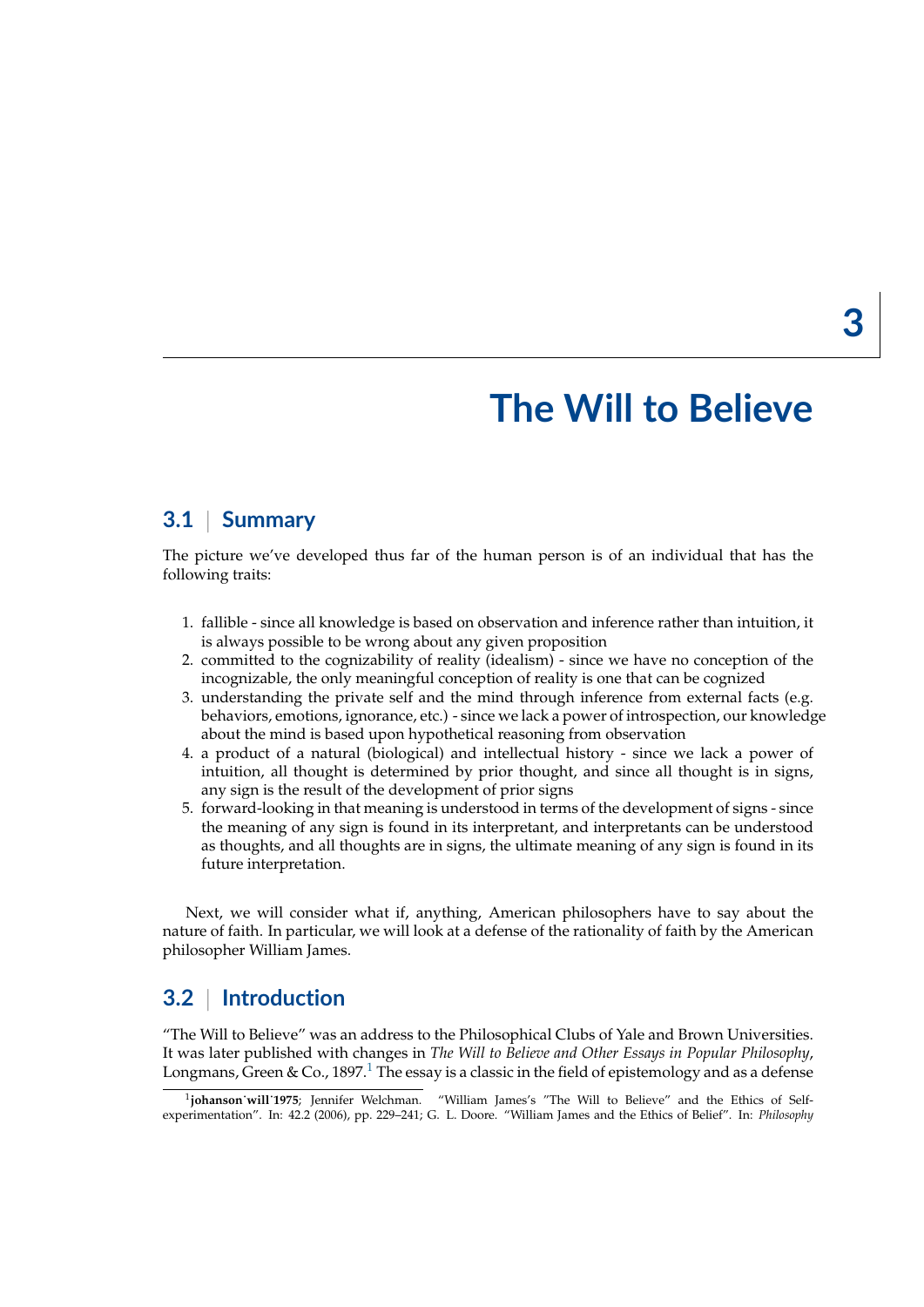# 3 The Will to Believe

## 3.1 | Summary

The picture we've developed thus far of the human person is of an individual that has the following traits:

1. fallible - since all knowledge is based on observation and inference rather than intuition, it is always possible to be wrong about any given proposition
2. committed to the cognizability of reality (idealism) - since we have no conception of the incognizable, the only meaningful conception of reality is one that can be cognized
3. understanding the private self and the mind through inference from external facts (e.g. behaviors, emotions, ignorance, etc.) - since we lack a power of introspection, our knowledge about the mind is based upon hypothetical reasoning from observation
4. a product of a natural (biological) and intellectual history - since we lack a power of intuition, all thought is determined by prior thought, and since all thought is in signs, any sign is the result of the development of prior signs
5. forward-looking in that meaning is understood in terms of the development of signs - since the meaning of any sign is found in its interpretant, and interpretants can be understood as thoughts, and all thoughts are in signs, the ultimate meaning of any sign is found in its future interpretation.

Next, we will consider what if, anything, American philosophers have to say about the nature of faith. In particular, we will look at a defense of the rationality of faith by the American philosopher William James.

## 3.2 | Introduction

"The Will to Believe" was an address to the Philosophical Clubs of Yale and Brown Universities. It was later published with changes in *The Will to Believe and Other Essays in Popular Philosophy*, Longmans, Green & Co., 1897.[1] The essay is a classic in the field of epistemology and as a defense

[1] **johanson˙will˙1975**; Jennifer Welchman. "William James's "The Will to Believe" and the Ethics of Self-experimentation". In: 42.2 (2006), pp. 229–241; G. L. Doore. "William James and the Ethics of Belief". In: *Philosophy*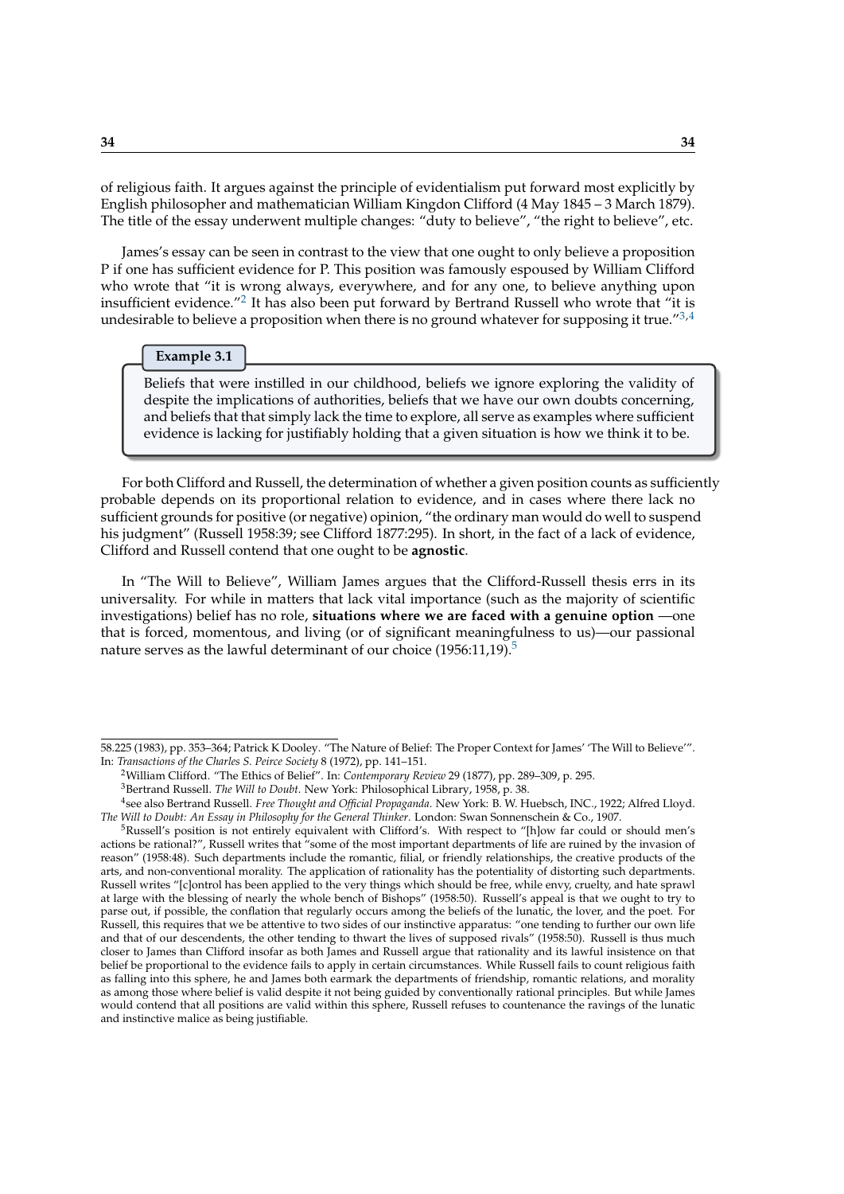of religious faith. It argues against the principle of evidentialism put forward most explicitly by English philosopher and mathematician William Kingdon Clifford (4 May 1845 – 3 March 1879). The title of the essay underwent multiple changes: "duty to believe", "the right to believe", etc.

James's essay can be seen in contrast to the view that one ought to only believe a proposition P if one has sufficient evidence for P. This position was famously espoused by William Clifford who wrote that "it is wrong always, everywhere, and for any one, to believe anything upon insufficient evidence."[2] It has also been put forward by Bertrand Russell who wrote that "it is undesirable to believe a proposition when there is no ground whatever for supposing it true."[3,4]

**Example 3.1**

Beliefs that were instilled in our childhood, beliefs we ignore exploring the validity of despite the implications of authorities, beliefs that we have our own doubts concerning, and beliefs that that simply lack the time to explore, all serve as examples where sufficient evidence is lacking for justifiably holding that a given situation is how we think it to be.

For both Clifford and Russell, the determination of whether a given position counts as sufficiently probable depends on its proportional relation to evidence, and in cases where there lack no sufficient grounds for positive (or negative) opinion, "the ordinary man would do well to suspend his judgment" (Russell 1958:39; see Clifford 1877:295). In short, in the fact of a lack of evidence, Clifford and Russell contend that one ought to be **agnostic**.

In "The Will to Believe", William James argues that the Clifford-Russell thesis errs in its universality. For while in matters that lack vital importance (such as the majority of scientific investigations) belief has no role, **situations where we are faced with a genuine option** —one that is forced, momentous, and living (or of significant meaningfulness to us)—our passional nature serves as the lawful determinant of our choice (1956:11,19).[5]

---

58.225 (1983), pp. 353–364; Patrick K Dooley. "The Nature of Belief: The Proper Context for James' 'The Will to Believe'". In: *Transactions of the Charles S. Peirce Society* 8 (1972), pp. 141–151.

[2] William Clifford. "The Ethics of Belief". In: *Contemporary Review* 29 (1877), pp. 289–309, p. 295.

[3] Bertrand Russell. *The Will to Doubt*. New York: Philosophical Library, 1958, p. 38.

[4] see also Bertrand Russell. *Free Thought and Official Propaganda*. New York: B. W. Huebsch, INC., 1922; Alfred Lloyd. *The Will to Doubt: An Essay in Philosophy for the General Thinker*. London: Swan Sonnenschein & Co., 1907.

[5] Russell's position is not entirely equivalent with Clifford's. With respect to "[h]ow far could or should men's actions be rational?", Russell writes that "some of the most important departments of life are ruined by the invasion of reason" (1958:48). Such departments include the romantic, filial, or friendly relationships, the creative products of the arts, and non-conventional morality. The application of rationality has the potentiality of distorting such departments. Russell writes "[c]ontrol has been applied to the very things which should be free, while envy, cruelty, and hate sprawl at large with the blessing of nearly the whole bench of Bishops" (1958:50). Russell's appeal is that we ought to try to parse out, if possible, the conflation that regularly occurs among the beliefs of the lunatic, the lover, and the poet. For Russell, this requires that we be attentive to two sides of our instinctive apparatus: "one tending to further our own life and that of our descendents, the other tending to thwart the lives of supposed rivals" (1958:50). Russell is thus much closer to James than Clifford insofar as both James and Russell argue that rationality and its lawful insistence on that belief be proportional to the evidence fails to apply in certain circumstances. While Russell fails to count religious faith as falling into this sphere, he and James both earmark the departments of friendship, romantic relations, and morality as among those where belief is valid despite it not being guided by conventionally rational principles. But while James would contend that all positions are valid within this sphere, Russell refuses to countenance the ravings of the lunatic and instinctive malice as being justifiable.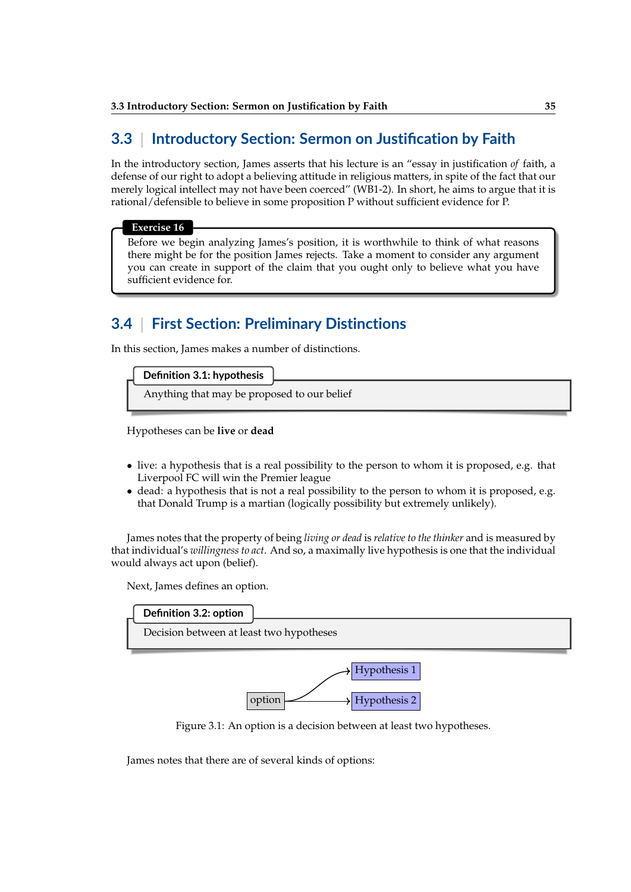## 3.3 | Introductory Section: Sermon on Justification by Faith

In the introductory section, James asserts that his lecture is an "essay in justification *of* faith, a defense of our right to adopt a believing attitude in religious matters, in spite of the fact that our merely logical intellect may not have been coerced" (WB1-2). In short, he aims to argue that it is rational/defensible to believe in some proposition P without sufficient evidence for P.

**Exercise 16**

Before we begin analyzing James's position, it is worthwhile to think of what reasons there might be for the position James rejects. Take a moment to consider any argument you can create in support of the claim that you ought only to believe what you have sufficient evidence for.

## 3.4 | First Section: Preliminary Distinctions

In this section, James makes a number of distinctions.

**Definition 3.1: hypothesis**

Anything that may be proposed to our belief

Hypotheses can be **live** or **dead**

- live: a hypothesis that is a real possibility to the person to whom it is proposed, e.g. that Liverpool FC will win the Premier league
- dead: a hypothesis that is not a real possibility to the person to whom it is proposed, e.g. that Donald Trump is a martian (logically possibility but extremely unlikely).

James notes that the property of being *living or dead* is *relative to the thinker* and is measured by that individual's *willingness to act*. And so, a maximally live hypothesis is one that the individual would always act upon (belief).

Next, James defines an option.

**Definition 3.2: option**

Decision between at least two hypotheses

option → Hypothesis 1
option → Hypothesis 2

Figure 3.1: An option is a decision between at least two hypotheses.

James notes that there are of several kinds of options: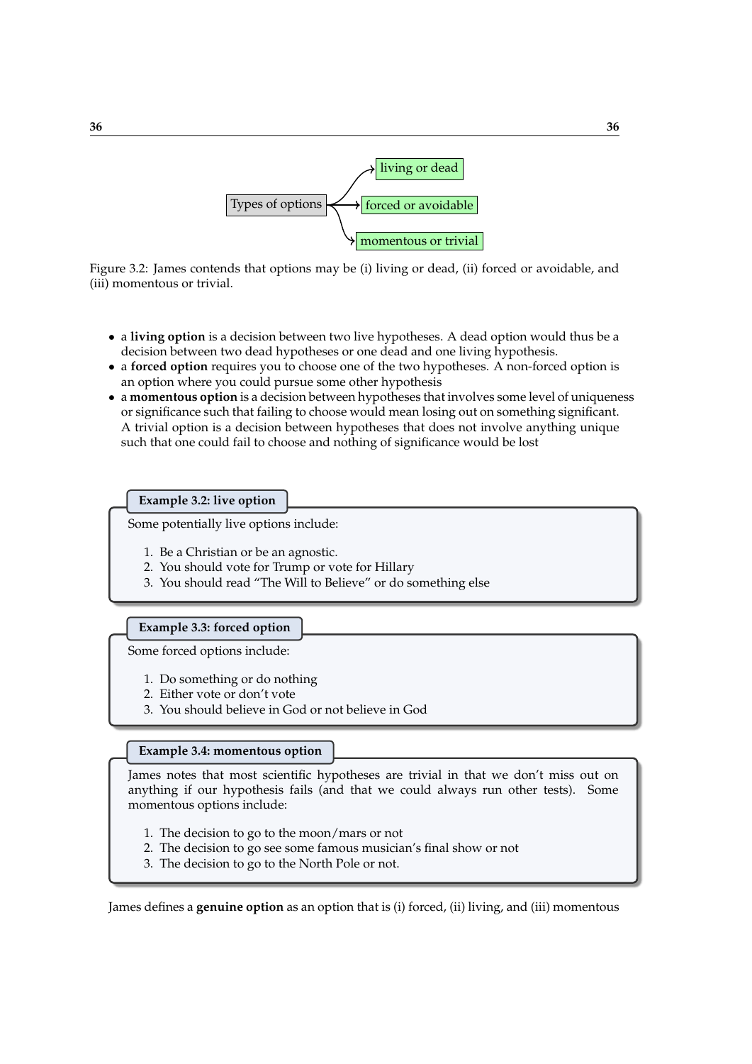Figure 3.2: James contends that options may be (i) living or dead, (ii) forced or avoidable, and (iii) momentous or trivial.

- a **living option** is a decision between two live hypotheses. A dead option would thus be a decision between two dead hypotheses or one dead and one living hypothesis.
- a **forced option** requires you to choose one of the two hypotheses. A non-forced option is an option where you could pursue some other hypothesis
- a **momentous option** is a decision between hypotheses that involves some level of uniqueness or significance such that failing to choose would mean losing out on something significant. A trivial option is a decision between hypotheses that does not involve anything unique such that one could fail to choose and nothing of significance would be lost

**Example 3.2: live option**

Some potentially live options include:

1. Be a Christian or be an agnostic.
2. You should vote for Trump or vote for Hillary
3. You should read "The Will to Believe" or do something else

**Example 3.3: forced option**

Some forced options include:

1. Do something or do nothing
2. Either vote or don't vote
3. You should believe in God or not believe in God

**Example 3.4: momentous option**

James notes that most scientific hypotheses are trivial in that we don't miss out on anything if our hypothesis fails (and that we could always run other tests). Some momentous options include:

1. The decision to go to the moon/mars or not
2. The decision to go see some famous musician's final show or not
3. The decision to go to the North Pole or not.

James defines a **genuine option** as an option that is (i) forced, (ii) living, and (iii) momentous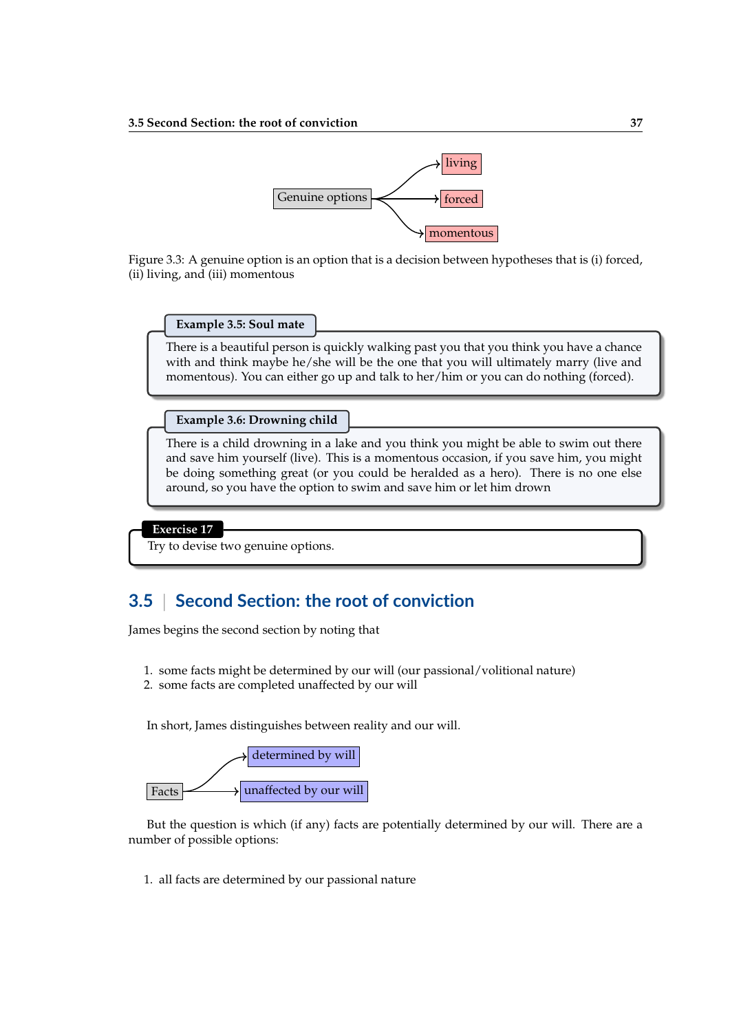Genuine options → living, forced, momentous

Figure 3.3: A genuine option is an option that is a decision between hypotheses that is (i) forced, (ii) living, and (iii) momentous

**Example 3.5: Soul mate**

There is a beautiful person is quickly walking past you that you think you have a chance with and think maybe he/she will be the one that you will ultimately marry (live and momentous). You can either go up and talk to her/him or you can do nothing (forced).

**Example 3.6: Drowning child**

There is a child drowning in a lake and you think you might be able to swim out there and save him yourself (live). This is a momentous occasion, if you save him, you might be doing something great (or you could be heralded as a hero). There is no one else around, so you have the option to swim and save him or let him drown

**Exercise 17**

Try to devise two genuine options.

## 3.5 Second Section: the root of conviction

James begins the second section by noting that

1. some facts might be determined by our will (our passional/volitional nature)
2. some facts are completed unaffected by our will

In short, James distinguishes between reality and our will.

Facts → determined by will, unaffected by our will

But the question is which (if any) facts are potentially determined by our will. There are a number of possible options:

1. all facts are determined by our passional nature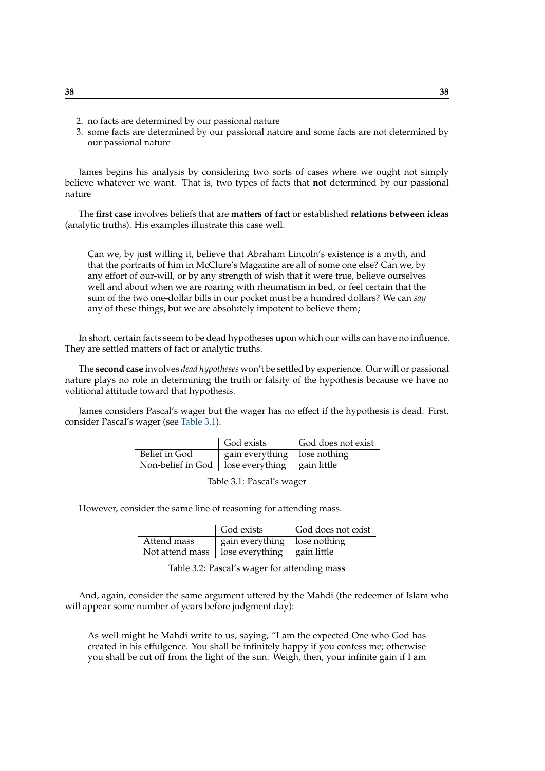2. no facts are determined by our passional nature
3. some facts are determined by our passional nature and some facts are not determined by our passional nature

James begins his analysis by considering two sorts of cases where we ought not simply believe whatever we want. That is, two types of facts that **not** determined by our passional nature

The **first case** involves beliefs that are **matters of fact** or established **relations between ideas** (analytic truths). His examples illustrate this case well.

> Can we, by just willing it, believe that Abraham Lincoln's existence is a myth, and that the portraits of him in McClure's Magazine are all of some one else? Can we, by any effort of our-will, or by any strength of wish that it were true, believe ourselves well and about when we are roaring with rheumatism in bed, or feel certain that the sum of the two one-dollar bills in our pocket must be a hundred dollars? We can *say* any of these things, but we are absolutely impotent to believe them;

In short, certain facts seem to be dead hypotheses upon which our wills can have no influence. They are settled matters of fact or analytic truths.

The **second case** involves *dead hypotheses* won't be settled by experience. Our will or passional nature plays no role in determining the truth or falsity of the hypothesis because we have no volitional attitude toward that hypothesis.

James considers Pascal's wager but the wager has no effect if the hypothesis is dead. First, consider Pascal's wager (see Table 3.1).

| | God exists | God does not exist |
|---|---|---|
| Belief in God | gain everything | lose nothing |
| Non-belief in God | lose everything | gain little |

Table 3.1: Pascal's wager

However, consider the same line of reasoning for attending mass.

| | God exists | God does not exist |
|---|---|---|
| Attend mass | gain everything | lose nothing |
| Not attend mass | lose everything | gain little |

Table 3.2: Pascal's wager for attending mass

And, again, consider the same argument uttered by the Mahdi (the redeemer of Islam who will appear some number of years before judgment day):

> As well might he Mahdi write to us, saying, "I am the expected One who God has created in his effulgence. You shall be infinitely happy if you confess me; otherwise you shall be cut off from the light of the sun. Weigh, then, your infinite gain if I am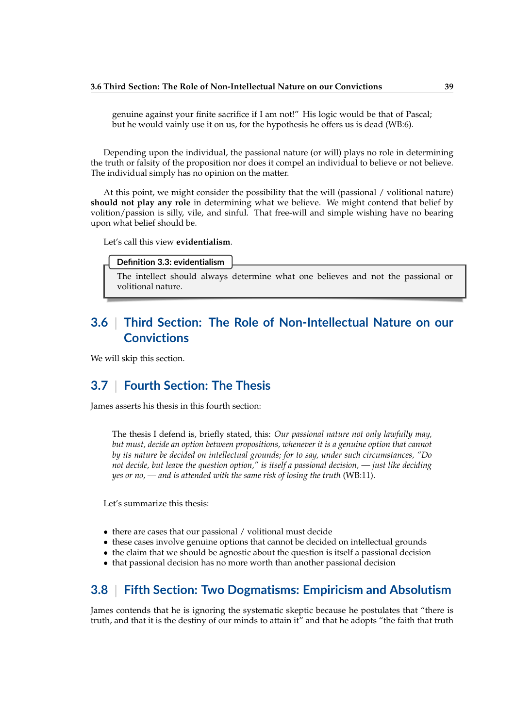> genuine against your finite sacrifice if I am not!" His logic would be that of Pascal; but he would vainly use it on us, for the hypothesis he offers us is dead (WB:6).

Depending upon the individual, the passional nature (or will) plays no role in determining the truth or falsity of the proposition nor does it compel an individual to believe or not believe. The individual simply has no opinion on the matter.

At this point, we might consider the possibility that the will (passional / volitional nature) **should not play any role** in determining what we believe. We might contend that belief by volition/passion is silly, vile, and sinful. That free-will and simple wishing have no bearing upon what belief should be.

Let's call this view **evidentialism**.

> **Definition 3.3: evidentialism**
>
> The intellect should always determine what one believes and not the passional or volitional nature.

## 3.6 | Third Section: The Role of Non-Intellectual Nature on our Convictions

We will skip this section.

## 3.7 | Fourth Section: The Thesis

James asserts his thesis in this fourth section:

> The thesis I defend is, briefly stated, this: *Our passional nature not only lawfully may, but must, decide an option between propositions, whenever it is a genuine option that cannot by its nature be decided on intellectual grounds; for to say, under such circumstances, "Do not decide, but leave the question option," is itself a passional decision, — just like deciding yes or no, — and is attended with the same risk of losing the truth* (WB:11).

Let's summarize this thesis:

- there are cases that our passional / volitional must decide
- these cases involve genuine options that cannot be decided on intellectual grounds
- the claim that we should be agnostic about the question is itself a passional decision
- that passional decision has no more worth than another passional decision

## 3.8 | Fifth Section: Two Dogmatisms: Empiricism and Absolutism

James contends that he is ignoring the systematic skeptic because he postulates that "there is truth, and that it is the destiny of our minds to attain it" and that he adopts "the faith that truth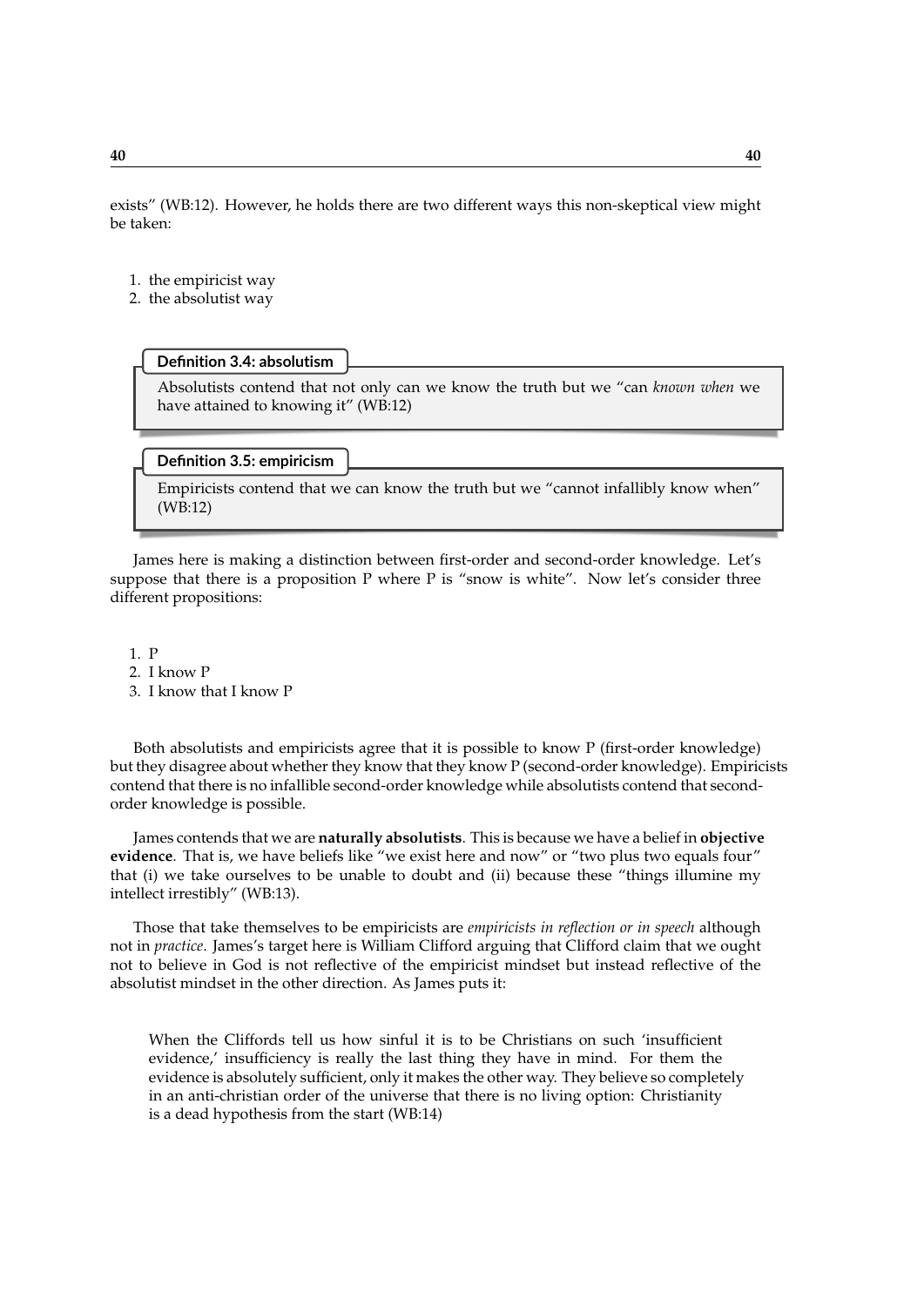exists" (WB:12). However, he holds there are two different ways this non-skeptical view might be taken:

1. the empiricist way
2. the absolutist way

**Definition 3.4: absolutism**

Absolutists contend that not only can we know the truth but we "can *known when* we have attained to knowing it" (WB:12)

**Definition 3.5: empiricism**

Empiricists contend that we can know the truth but we "cannot infallibly know when" (WB:12)

James here is making a distinction between first-order and second-order knowledge. Let's suppose that there is a proposition P where P is "snow is white". Now let's consider three different propositions:

1. P
2. I know P
3. I know that I know P

Both absolutists and empiricists agree that it is possible to know P (first-order knowledge) but they disagree about whether they know that they know P (second-order knowledge). Empiricists contend that there is no infallible second-order knowledge while absolutists contend that second-order knowledge is possible.

James contends that we are **naturally absolutists**. This is because we have a belief in **objective evidence**. That is, we have beliefs like "we exist here and now" or "two plus two equals four" that (i) we take ourselves to be unable to doubt and (ii) because these "things illumine my intellect irrestibly" (WB:13).

Those that take themselves to be empiricists are *empiricists in reflection or in speech* although not in *practice*. James's target here is William Clifford arguing that Clifford claim that we ought not to believe in God is not reflective of the empiricist mindset but instead reflective of the absolutist mindset in the other direction. As James puts it:

> When the Cliffords tell us how sinful it is to be Christians on such 'insufficient evidence,' insufficiency is really the last thing they have in mind. For them the evidence is absolutely sufficient, only it makes the other way. They believe so completely in an anti-christian order of the universe that there is no living option: Christianity is a dead hypothesis from the start (WB:14)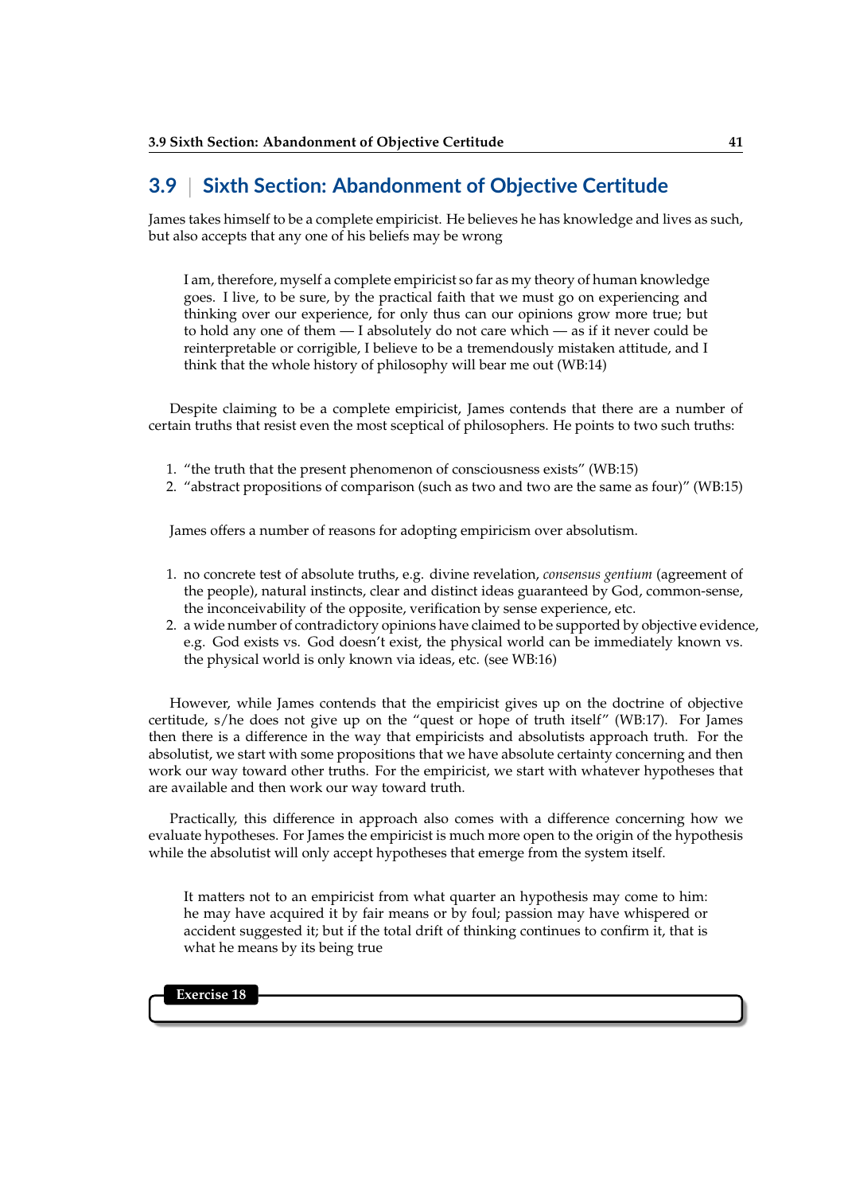## 3.9 | Sixth Section: Abandonment of Objective Certitude

James takes himself to be a complete empiricist. He believes he has knowledge and lives as such, but also accepts that any one of his beliefs may be wrong

> I am, therefore, myself a complete empiricist so far as my theory of human knowledge goes. I live, to be sure, by the practical faith that we must go on experiencing and thinking over our experience, for only thus can our opinions grow more true; but to hold any one of them — I absolutely do not care which — as if it never could be reinterpretable or corrigible, I believe to be a tremendously mistaken attitude, and I think that the whole history of philosophy will bear me out (WB:14)

Despite claiming to be a complete empiricist, James contends that there are a number of certain truths that resist even the most sceptical of philosophers. He points to two such truths:

1. "the truth that the present phenomenon of consciousness exists" (WB:15)
2. "abstract propositions of comparison (such as two and two are the same as four)" (WB:15)

James offers a number of reasons for adopting empiricism over absolutism.

1. no concrete test of absolute truths, e.g. divine revelation, *consensus gentium* (agreement of the people), natural instincts, clear and distinct ideas guaranteed by God, common-sense, the inconceivability of the opposite, verification by sense experience, etc.
2. a wide number of contradictory opinions have claimed to be supported by objective evidence, e.g. God exists vs. God doesn't exist, the physical world can be immediately known vs. the physical world is only known via ideas, etc. (see WB:16)

However, while James contends that the empiricist gives up on the doctrine of objective certitude, s/he does not give up on the "quest or hope of truth itself" (WB:17). For James then there is a difference in the way that empiricists and absolutists approach truth. For the absolutist, we start with some propositions that we have absolute certainty concerning and then work our way toward other truths. For the empiricist, we start with whatever hypotheses that are available and then work our way toward truth.

Practically, this difference in approach also comes with a difference concerning how we evaluate hypotheses. For James the empiricist is much more open to the origin of the hypothesis while the absolutist will only accept hypotheses that emerge from the system itself.

> It matters not to an empiricist from what quarter an hypothesis may come to him: he may have acquired it by fair means or by foul; passion may have whispered or accident suggested it; but if the total drift of thinking continues to confirm it, that is what he means by its being true

**Exercise 18**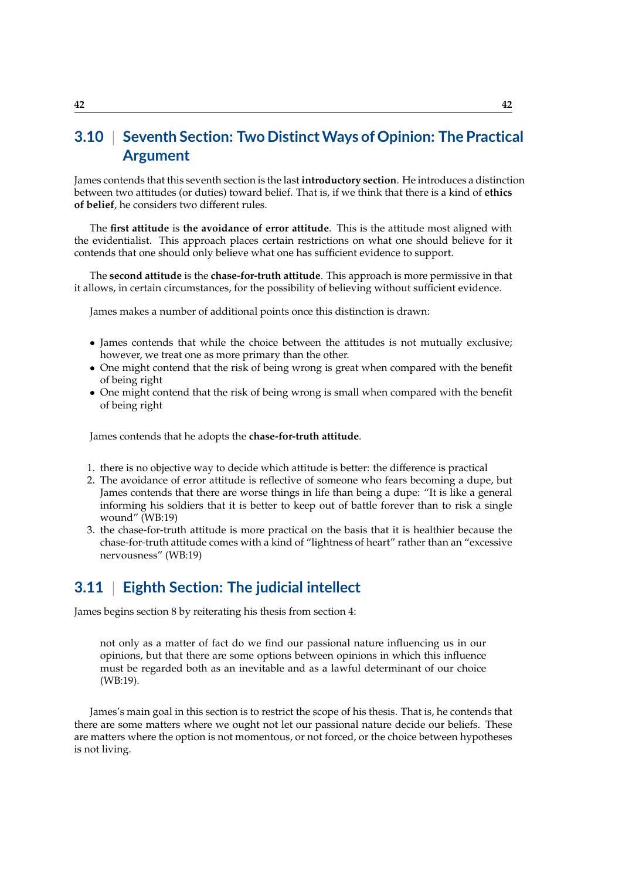## 3.10 | Seventh Section: Two Distinct Ways of Opinion: The Practical Argument

James contends that this seventh section is the last **introductory section**. He introduces a distinction between two attitudes (or duties) toward belief. That is, if we think that there is a kind of **ethics of belief**, he considers two different rules.

The **first attitude** is **the avoidance of error attitude**. This is the attitude most aligned with the evidentialist. This approach places certain restrictions on what one should believe for it contends that one should only believe what one has sufficient evidence to support.

The **second attitude** is the **chase-for-truth attitude**. This approach is more permissive in that it allows, in certain circumstances, for the possibility of believing without sufficient evidence.

James makes a number of additional points once this distinction is drawn:

- James contends that while the choice between the attitudes is not mutually exclusive; however, we treat one as more primary than the other.
- One might contend that the risk of being wrong is great when compared with the benefit of being right
- One might contend that the risk of being wrong is small when compared with the benefit of being right

James contends that he adopts the **chase-for-truth attitude**.

1. there is no objective way to decide which attitude is better: the difference is practical
2. The avoidance of error attitude is reflective of someone who fears becoming a dupe, but James contends that there are worse things in life than being a dupe: "It is like a general informing his soldiers that it is better to keep out of battle forever than to risk a single wound" (WB:19)
3. the chase-for-truth attitude is more practical on the basis that it is healthier because the chase-for-truth attitude comes with a kind of "lightness of heart" rather than an "excessive nervousness" (WB:19)

## 3.11 | Eighth Section: The judicial intellect

James begins section 8 by reiterating his thesis from section 4:

> not only as a matter of fact do we find our passional nature influencing us in our opinions, but that there are some options between opinions in which this influence must be regarded both as an inevitable and as a lawful determinant of our choice (WB:19).

James's main goal in this section is to restrict the scope of his thesis. That is, he contends that there are some matters where we ought not let our passional nature decide our beliefs. These are matters where the option is not momentous, or not forced, or the choice between hypotheses is not living.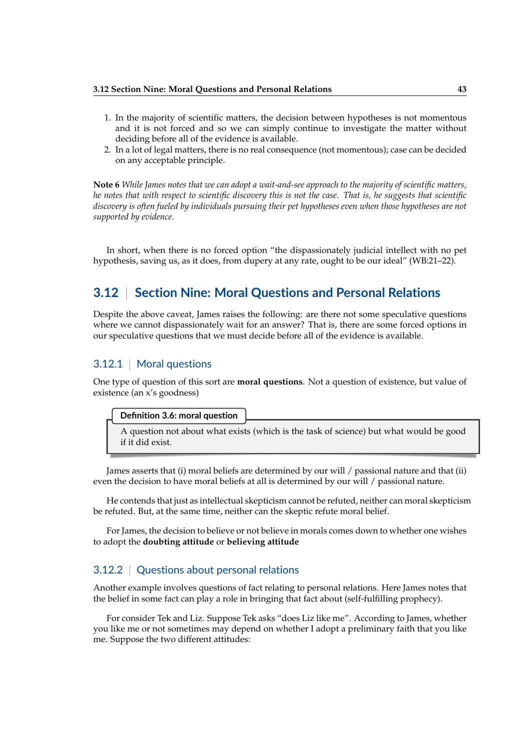1. In the majority of scientific matters, the decision between hypotheses is not momentous and it is not forced and so we can simply continue to investigate the matter without deciding before all of the evidence is available.
2. In a lot of legal matters, there is no real consequence (not momentous); case can be decided on any acceptable principle.

**Note 6** *While James notes that we can adopt a wait-and-see approach to the majority of scientific matters, he notes that with respect to scientific discovery this is not the case. That is, he suggests that scientific discovery is often fueled by individuals pursuing their pet hypotheses even when those hypotheses are not supported by evidence.*

In short, when there is no forced option "the dispassionately judicial intellect with no pet hypothesis, saving us, as it does, from dupery at any rate, ought to be our ideal" (WB:21–22).

## 3.12 | Section Nine: Moral Questions and Personal Relations

Despite the above caveat, James raises the following: are there not some speculative questions where we cannot dispassionately wait for an answer? That is, there are some forced options in our speculative questions that we must decide before all of the evidence is available.

### 3.12.1 | Moral questions

One type of question of this sort are **moral questions**. Not a question of existence, but value of existence (an x's goodness)

**Definition 3.6: moral question**

A question not about what exists (which is the task of science) but what would be good if it did exist.

James asserts that (i) moral beliefs are determined by our will / passional nature and that (ii) even the decision to have moral beliefs at all is determined by our will / passional nature.

He contends that just as intellectual skepticism cannot be refuted, neither can moral skepticism be refuted. But, at the same time, neither can the skeptic refute moral belief.

For James, the decision to believe or not believe in morals comes down to whether one wishes to adopt the **doubting attitude** or **believing attitude**

### 3.12.2 | Questions about personal relations

Another example involves questions of fact relating to personal relations. Here James notes that the belief in some fact can play a role in bringing that fact about (self-fulfilling prophecy).

For consider Tek and Liz. Suppose Tek asks "does Liz like me". According to James, whether you like me or not sometimes may depend on whether I adopt a preliminary faith that you like me. Suppose the two different attitudes: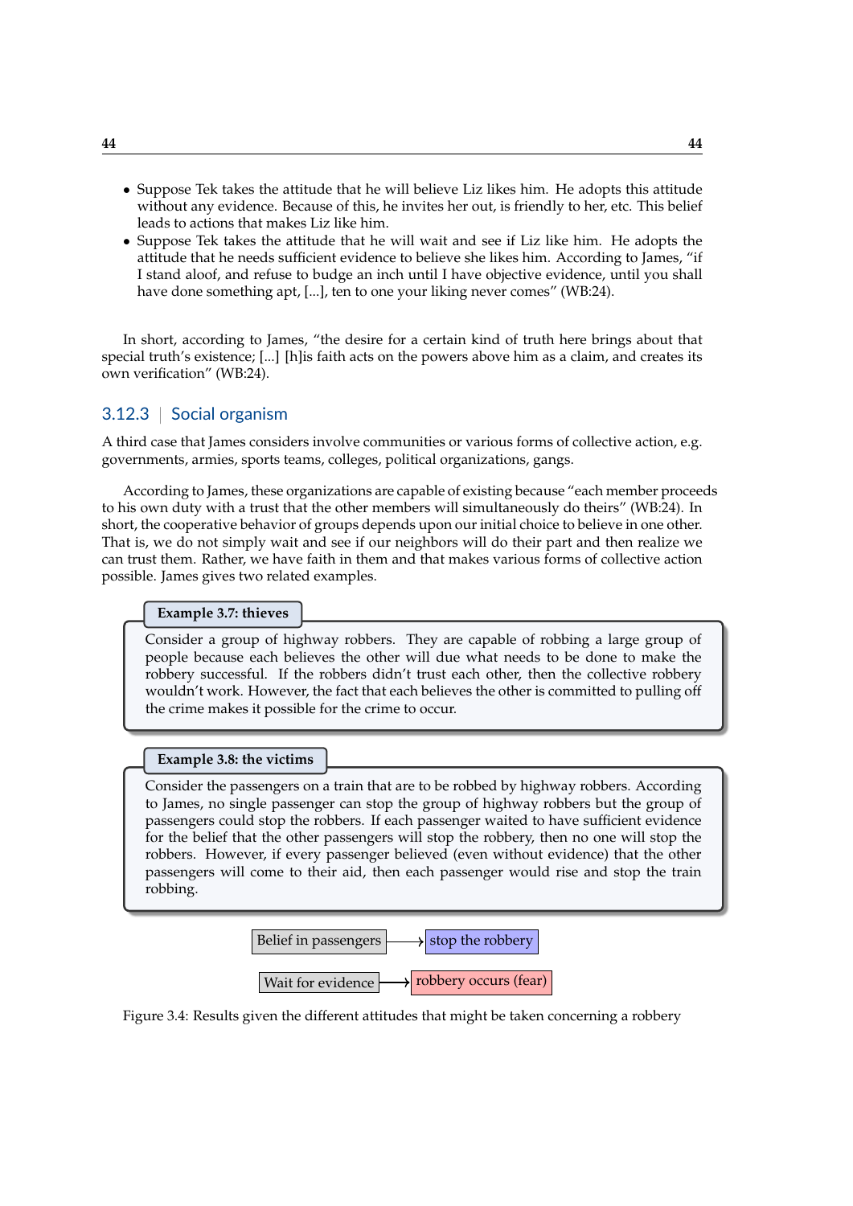- Suppose Tek takes the attitude that he will believe Liz likes him. He adopts this attitude without any evidence. Because of this, he invites her out, is friendly to her, etc. This belief leads to actions that makes Liz like him.
- Suppose Tek takes the attitude that he will wait and see if Liz like him. He adopts the attitude that he needs sufficient evidence to believe she likes him. According to James, "if I stand aloof, and refuse to budge an inch until I have objective evidence, until you shall have done something apt, [...], ten to one your liking never comes" (WB:24).

In short, according to James, "the desire for a certain kind of truth here brings about that special truth's existence; [...] [h]is faith acts on the powers above him as a claim, and creates its own verification" (WB:24).

### 3.12.3 | Social organism

A third case that James considers involve communities or various forms of collective action, e.g. governments, armies, sports teams, colleges, political organizations, gangs.

According to James, these organizations are capable of existing because "each member proceeds to his own duty with a trust that the other members will simultaneously do theirs" (WB:24). In short, the cooperative behavior of groups depends upon our initial choice to believe in one other. That is, we do not simply wait and see if our neighbors will do their part and then realize we can trust them. Rather, we have faith in them and that makes various forms of collective action possible. James gives two related examples.

**Example 3.7: thieves**

Consider a group of highway robbers. They are capable of robbing a large group of people because each believes the other will due what needs to be done to make the robbery successful. If the robbers didn't trust each other, then the collective robbery wouldn't work. However, the fact that each believes the other is committed to pulling off the crime makes it possible for the crime to occur.

**Example 3.8: the victims**

Consider the passengers on a train that are to be robbed by highway robbers. According to James, no single passenger can stop the group of highway robbers but the group of passengers could stop the robbers. If each passenger waited to have sufficient evidence for the belief that the other passengers will stop the robbery, then no one will stop the robbers. However, if every passenger believed (even without evidence) that the other passengers will come to their aid, then each passenger would rise and stop the train robbing.

Belief in passengers → stop the robbery

Wait for evidence → robbery occurs (fear)

Figure 3.4: Results given the different attitudes that might be taken concerning a robbery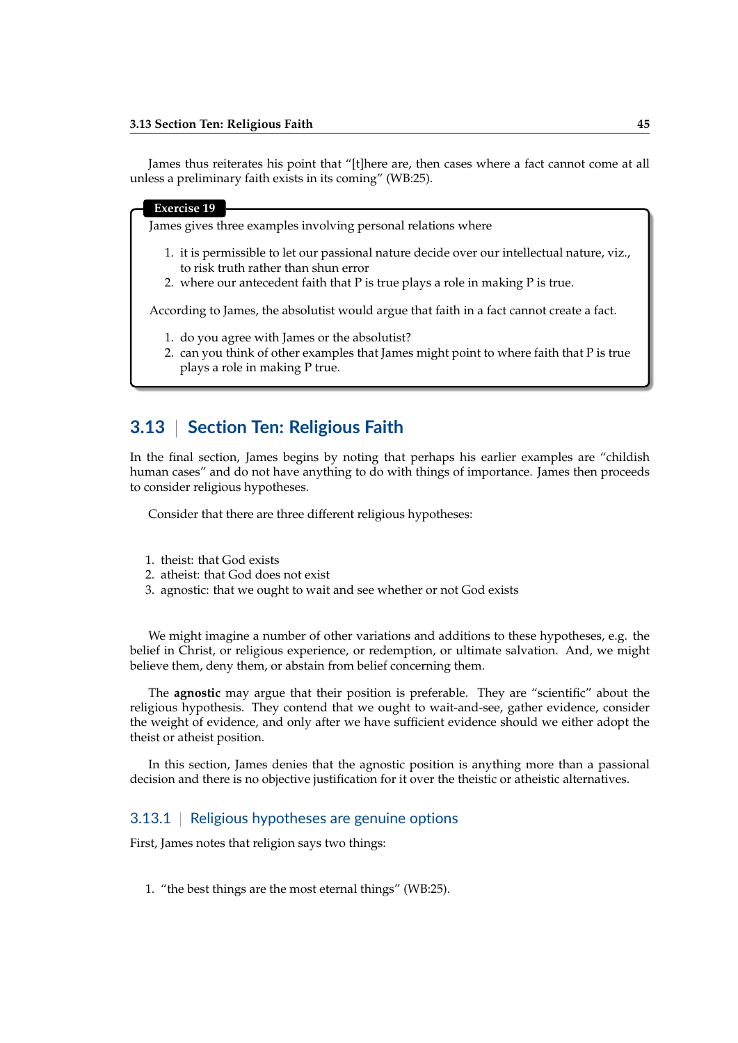James thus reiterates his point that "[t]here are, then cases where a fact cannot come at all unless a preliminary faith exists in its coming" (WB:25).

**Exercise 19**

James gives three examples involving personal relations where

1. it is permissible to let our passional nature decide over our intellectual nature, viz., to risk truth rather than shun error
2. where our antecedent faith that P is true plays a role in making P is true.

According to James, the absolutist would argue that faith in a fact cannot create a fact.

1. do you agree with James or the absolutist?
2. can you think of other examples that James might point to where faith that P is true plays a role in making P true.

## 3.13 | Section Ten: Religious Faith

In the final section, James begins by noting that perhaps his earlier examples are "childish human cases" and do not have anything to do with things of importance. James then proceeds to consider religious hypotheses.

Consider that there are three different religious hypotheses:

1. theist: that God exists
2. atheist: that God does not exist
3. agnostic: that we ought to wait and see whether or not God exists

We might imagine a number of other variations and additions to these hypotheses, e.g. the belief in Christ, or religious experience, or redemption, or ultimate salvation. And, we might believe them, deny them, or abstain from belief concerning them.

The **agnostic** may argue that their position is preferable. They are "scientific" about the religious hypothesis. They contend that we ought to wait-and-see, gather evidence, consider the weight of evidence, and only after we have sufficient evidence should we either adopt the theist or atheist position.

In this section, James denies that the agnostic position is anything more than a passional decision and there is no objective justification for it over the theistic or atheistic alternatives.

### 3.13.1 | Religious hypotheses are genuine options

First, James notes that religion says two things:

1. "the best things are the most eternal things" (WB:25).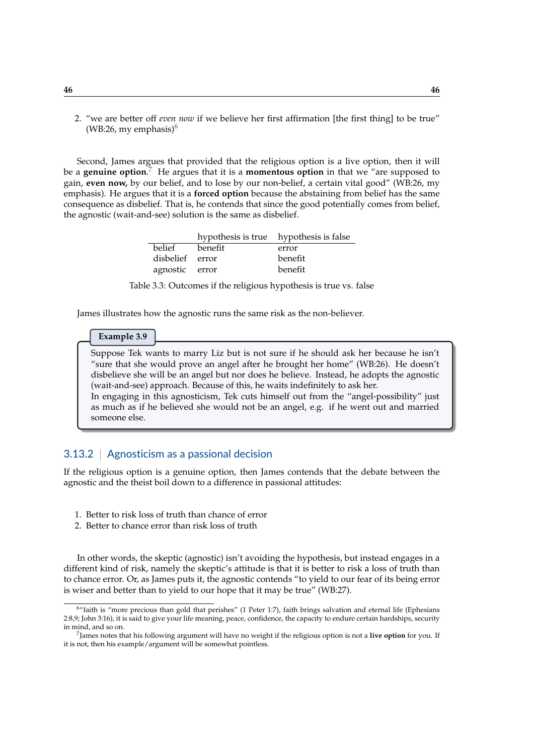2. "we are better off *even now* if we believe her first affirmation [the first thing] to be true" (WB:26, my emphasis)[6]

Second, James argues that provided that the religious option is a live option, then it will be a **genuine option**.[7] He argues that it is a **momentous option** in that we "are supposed to gain, **even now,** by our belief, and to lose by our non-belief, a certain vital good" (WB:26, my emphasis). He argues that it is a **forced option** because the abstaining from belief has the same consequence as disbelief. That is, he contends that since the good potentially comes from belief, the agnostic (wait-and-see) solution is the same as disbelief.

| | hypothesis is true | hypothesis is false |
|---|---|---|
| belief | benefit | error |
| disbelief | error | benefit |
| agnostic | error | benefit |

Table 3.3: Outcomes if the religious hypothesis is true vs. false

James illustrates how the agnostic runs the same risk as the non-believer.

**Example 3.9**

Suppose Tek wants to marry Liz but is not sure if he should ask her because he isn't "sure that she would prove an angel after he brought her home" (WB:26). He doesn't disbelieve she will be an angel but nor does he believe. Instead, he adopts the agnostic (wait-and-see) approach. Because of this, he waits indefinitely to ask her.
In engaging in this agnosticism, Tek cuts himself out from the "angel-possibility" just as much as if he believed she would not be an angel, e.g. if he went out and married someone else.

### 3.13.2 | Agnosticism as a passional decision

If the religious option is a genuine option, then James contends that the debate between the agnostic and the theist boil down to a difference in passional attitudes:

1. Better to risk loss of truth than chance of error
2. Better to chance error than risk loss of truth

In other words, the skeptic (agnostic) isn't avoiding the hypothesis, but instead engages in a different kind of risk, namely the skeptic's attitude is that it is better to risk a loss of truth than to chance error. Or, as James puts it, the agnostic contends "to yield to our fear of its being error is wiser and better than to yield to our hope that it may be true" (WB:27).

---

[6]"faith is "more precious than gold that perishes" (1 Peter 1:7), faith brings salvation and eternal life (Ephesians 2:8,9; John 3:16), it is said to give your life meaning, peace, confidence, the capacity to endure certain hardships, security in mind, and so on.

[7]James notes that his following argument will have no weight if the religious option is not a **live option** for you. If it is not, then his example/argument will be somewhat pointless.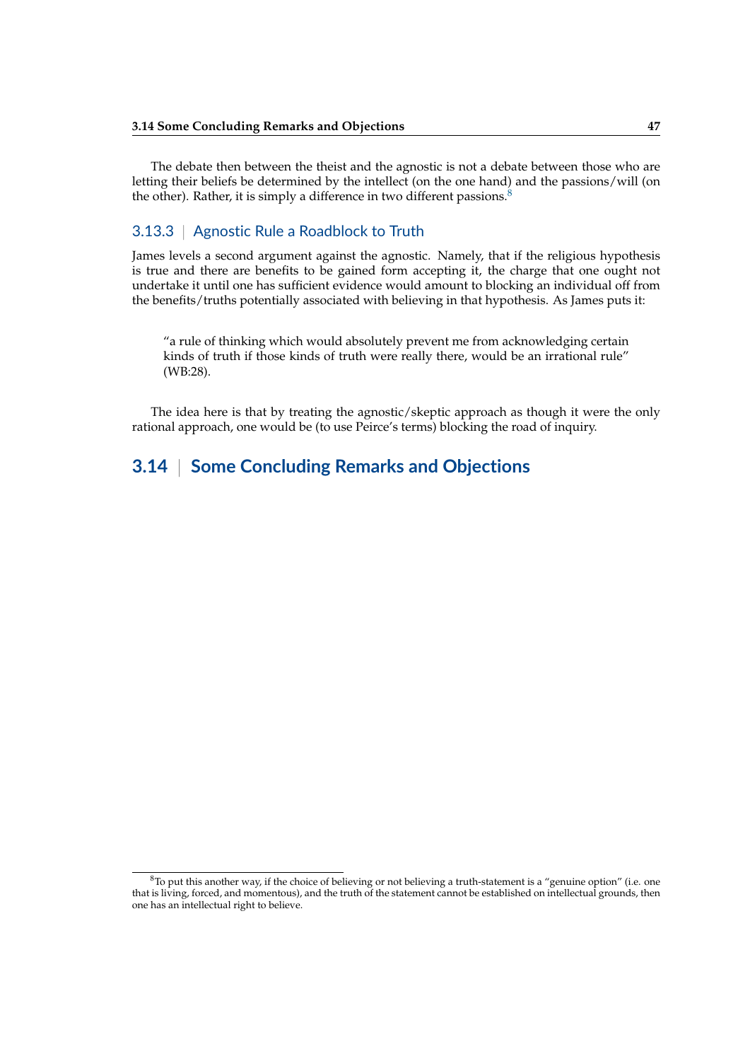The debate then between the theist and the agnostic is not a debate between those who are letting their beliefs be determined by the intellect (on the one hand) and the passions/will (on the other). Rather, it is simply a difference in two different passions.[8]

### 3.13.3 | Agnostic Rule a Roadblock to Truth

James levels a second argument against the agnostic. Namely, that if the religious hypothesis is true and there are benefits to be gained form accepting it, the charge that one ought not undertake it until one has sufficient evidence would amount to blocking an individual off from the benefits/truths potentially associated with believing in that hypothesis. As James puts it:

> "a rule of thinking which would absolutely prevent me from acknowledging certain kinds of truth if those kinds of truth were really there, would be an irrational rule" (WB:28).

The idea here is that by treating the agnostic/skeptic approach as though it were the only rational approach, one would be (to use Peirce's terms) blocking the road of inquiry.

## 3.14 | Some Concluding Remarks and Objections

[8] To put this another way, if the choice of believing or not believing a truth-statement is a "genuine option" (i.e. one that is living, forced, and momentous), and the truth of the statement cannot be established on intellectual grounds, then one has an intellectual right to believe.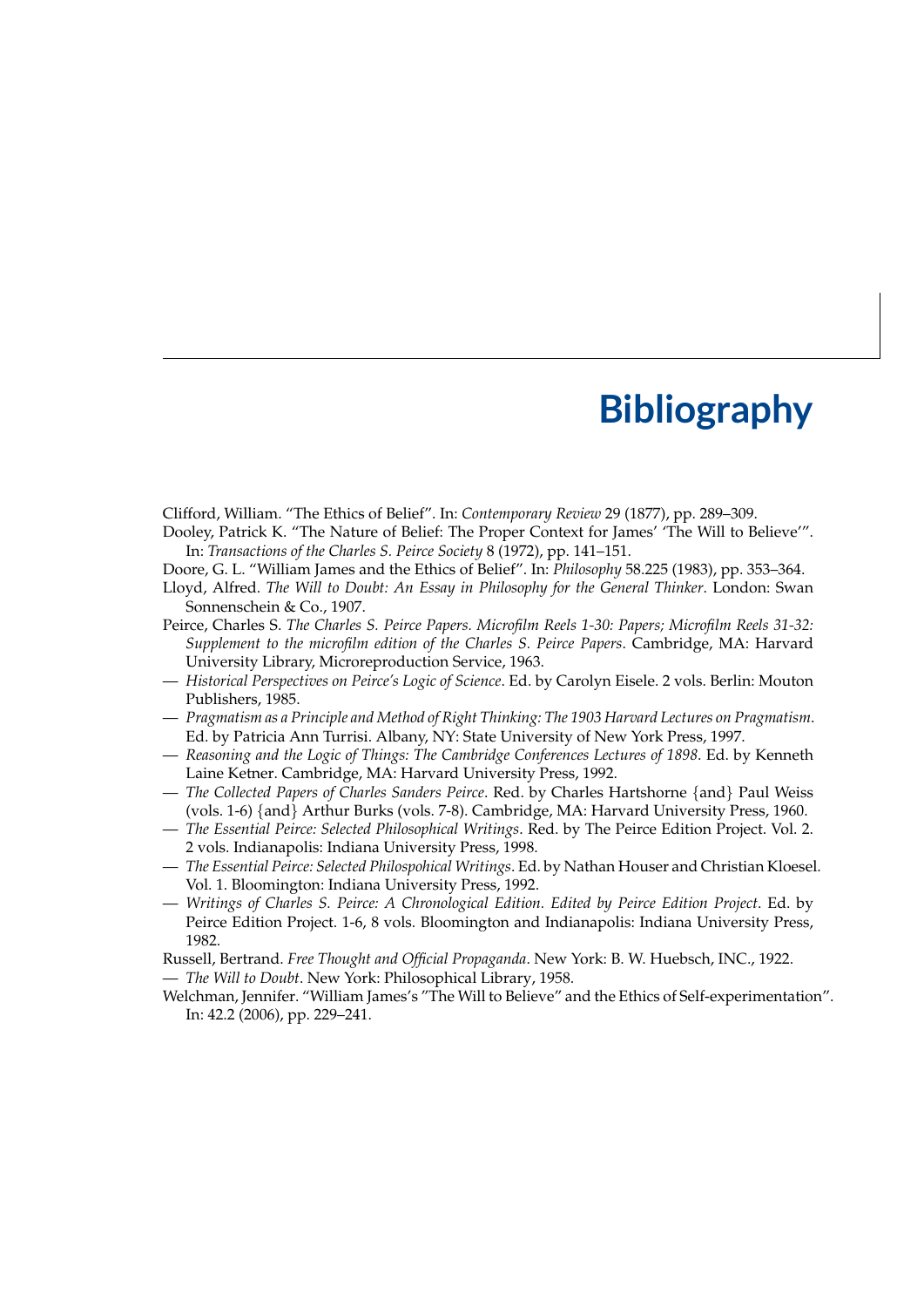# Bibliography

Clifford, William. “The Ethics of Belief”. In: *Contemporary Review* 29 (1877), pp. 289–309.

Dooley, Patrick K. “The Nature of Belief: The Proper Context for James’ ‘The Will to Believe’”. In: *Transactions of the Charles S. Peirce Society* 8 (1972), pp. 141–151.

Doore, G. L. “William James and the Ethics of Belief”. In: *Philosophy* 58.225 (1983), pp. 353–364.

Lloyd, Alfred. *The Will to Doubt: An Essay in Philosophy for the General Thinker*. London: Swan Sonnenschein & Co., 1907.

Peirce, Charles S. *The Charles S. Peirce Papers. Microfilm Reels 1-30: Papers; Microfilm Reels 31-32: Supplement to the microfilm edition of the Charles S. Peirce Papers*. Cambridge, MA: Harvard University Library, Microreproduction Service, 1963.

— *Historical Perspectives on Peirce’s Logic of Science*. Ed. by Carolyn Eisele. 2 vols. Berlin: Mouton Publishers, 1985.

— *Pragmatism as a Principle and Method of Right Thinking: The 1903 Harvard Lectures on Pragmatism*. Ed. by Patricia Ann Turrisi. Albany, NY: State University of New York Press, 1997.

— *Reasoning and the Logic of Things: The Cambridge Conferences Lectures of 1898*. Ed. by Kenneth Laine Ketner. Cambridge, MA: Harvard University Press, 1992.

— *The Collected Papers of Charles Sanders Peirce*. Red. by Charles Hartshorne {and} Paul Weiss (vols. 1-6) {and} Arthur Burks (vols. 7-8). Cambridge, MA: Harvard University Press, 1960.

— *The Essential Peirce: Selected Philosophical Writings*. Red. by The Peirce Edition Project. Vol. 2. 2 vols. Indianapolis: Indiana University Press, 1998.

— *The Essential Peirce: Selected Philospohical Writings*. Ed. by Nathan Houser and Christian Kloesel. Vol. 1. Bloomington: Indiana University Press, 1992.

— *Writings of Charles S. Peirce: A Chronological Edition. Edited by Peirce Edition Project*. Ed. by Peirce Edition Project. 1-6, 8 vols. Bloomington and Indianapolis: Indiana University Press, 1982.

Russell, Bertrand. *Free Thought and Official Propaganda*. New York: B. W. Huebsch, INC., 1922.

— *The Will to Doubt*. New York: Philosophical Library, 1958.

Welchman, Jennifer. “William James’s ”The Will to Believe” and the Ethics of Self-experimentation”. In: 42.2 (2006), pp. 229–241.